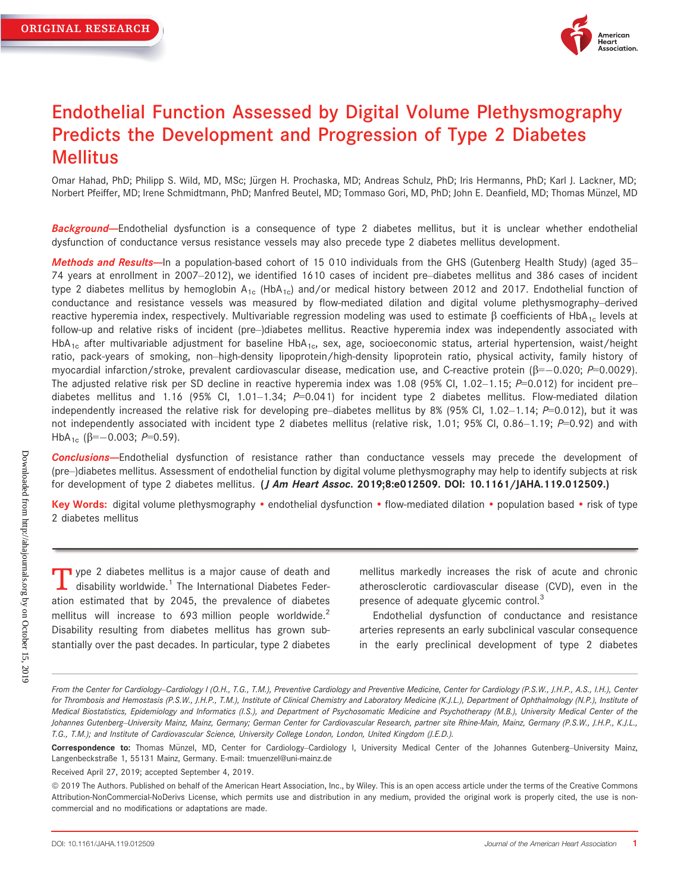ORIGINAL RESEARCH

# Endothelial Function Assessed by Digital Volume Plethysmography Predicts the Development and Progression of Type 2 Diabetes Mellitus

Omar Hahad, PhD; Philipp S. Wild, MD, MSc; Jürgen H. Prochaska, MD; Andreas Schulz, PhD; Iris Hermanns, PhD; Karl J. Lackner, MD; Norbert Pfeiffer, MD; Irene Schmidtmann, PhD; Manfred Beutel, MD; Tommaso Gori, MD, PhD; John E. Deanfield, MD; Thomas Münzel, MD

***Background*—**Endothelial dysfunction is a consequence of type 2 diabetes mellitus, but it is unclear whether endothelial dysfunction of conductance versus resistance vessels may also precede type 2 diabetes mellitus development.

***Methods and Results*—**In a population-based cohort of 15 010 individuals from the GHS (Gutenberg Health Study) (aged 35–74 years at enrollment in 2007–2012), we identified 1610 cases of incident pre–diabetes mellitus and 386 cases of incident type 2 diabetes mellitus by hemoglobin $A_{1c}$ ($HbA_{1c}$) and/or medical history between 2012 and 2017. Endothelial function of conductance and resistance vessels was measured by flow-mediated dilation and digital volume plethysmography–derived reactive hyperemia index, respectively. Multivariable regression modeling was used to estimate β coefficients of $HbA_{1c}$ levels at follow-up and relative risks of incident (pre–)diabetes mellitus. Reactive hyperemia index was independently associated with $HbA_{1c}$ after multivariable adjustment for baseline $HbA_{1c}$, sex, age, socioeconomic status, arterial hypertension, waist/height ratio, pack-years of smoking, non–high-density lipoprotein/high-density lipoprotein ratio, physical activity, family history of myocardial infarction/stroke, prevalent cardiovascular disease, medication use, and C-reactive protein ($\beta=-0.020$; $P=0.0029$). The adjusted relative risk per SD decline in reactive hyperemia index was 1.08 (95% CI, 1.02–1.15; $P=0.012$) for incident pre–diabetes mellitus and 1.16 (95% CI, 1.01–1.34; $P=0.041$) for incident type 2 diabetes mellitus. Flow-mediated dilation independently increased the relative risk for developing pre–diabetes mellitus by 8% (95% CI, 1.02–1.14; $P=0.012$), but it was not independently associated with incident type 2 diabetes mellitus (relative risk, 1.01; 95% CI, 0.86–1.19; $P=0.92$) and with $HbA_{1c}$ ($\beta=-0.003$; $P=0.59$).

***Conclusions*—**Endothelial dysfunction of resistance rather than conductance vessels may precede the development of (pre–)diabetes mellitus. Assessment of endothelial function by digital volume plethysmography may help to identify subjects at risk for development of type 2 diabetes mellitus. **(*J Am Heart Assoc.* 2019;8:e012509. DOI: 10.1161/JAHA.119.012509.)**

**Key Words:** digital volume plethysmography • endothelial dysfunction • flow-mediated dilation • population based • risk of type 2 diabetes mellitus

Type 2 diabetes mellitus is a major cause of death and disability worldwide.[1] The International Diabetes Federation estimated that by 2045, the prevalence of diabetes mellitus will increase to 693 million people worldwide.[2] Disability resulting from diabetes mellitus has grown substantially over the past decades. In particular, type 2 diabetes mellitus markedly increases the risk of acute and chronic atherosclerotic cardiovascular disease (CVD), even in the presence of adequate glycemic control.[3]

Endothelial dysfunction of conductance and resistance arteries represents an early subclinical vascular consequence in the early preclinical development of type 2 diabetes

*From the Center for Cardiology–Cardiology I (O.H., T.G., T.M.), Preventive Cardiology and Preventive Medicine, Center for Cardiology (P.S.W., J.H.P., A.S., I.H.), Center for Thrombosis and Hemostasis (P.S.W., J.H.P., T.M.), Institute of Clinical Chemistry and Laboratory Medicine (K.J.L.), Department of Ophthalmology (N.P.), Institute of Medical Biostatistics, Epidemiology and Informatics (I.S.), and Department of Psychosomatic Medicine and Psychotherapy (M.B.), University Medical Center of the Johannes Gutenberg–University Mainz, Mainz, Germany; German Center for Cardiovascular Research, partner site Rhine-Main, Mainz, Germany (P.S.W., J.H.P., K.J.L., T.G., T.M.); and Institute of Cardiovascular Science, University College London, London, United Kingdom (J.E.D.).*

**Correspondence to:** Thomas Münzel, MD, Center for Cardiology–Cardiology I, University Medical Center of the Johannes Gutenberg–University Mainz, Langenbeckstraße 1, 55131 Mainz, Germany. E-mail: tmuenzel@uni-mainz.de

Received April 27, 2019; accepted September 4, 2019.

© 2019 The Authors. Published on behalf of the American Heart Association, Inc., by Wiley. This is an open access article under the terms of the Creative Commons Attribution-NonCommercial-NoDerivs License, which permits use and distribution in any medium, provided the original work is properly cited, the use is non-commercial and no modifications or adaptations are made.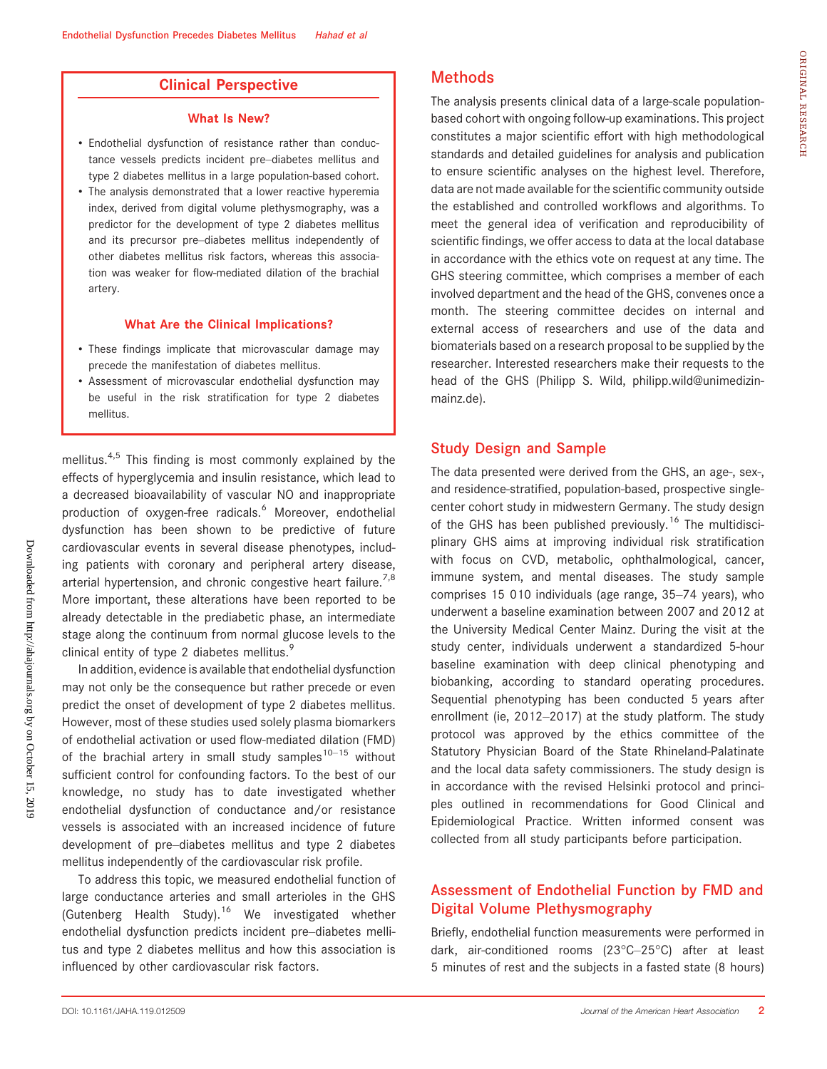## Clinical Perspective

### What Is New?

- Endothelial dysfunction of resistance rather than conductance vessels predicts incident pre–diabetes mellitus and type 2 diabetes mellitus in a large population-based cohort.
- The analysis demonstrated that a lower reactive hyperemia index, derived from digital volume plethysmography, was a predictor for the development of type 2 diabetes mellitus and its precursor pre–diabetes mellitus independently of other diabetes mellitus risk factors, whereas this association was weaker for flow-mediated dilation of the brachial artery.

### What Are the Clinical Implications?

- These findings implicate that microvascular damage may precede the manifestation of diabetes mellitus.
- Assessment of microvascular endothelial dysfunction may be useful in the risk stratification for type 2 diabetes mellitus.

mellitus.[4,5] This finding is most commonly explained by the effects of hyperglycemia and insulin resistance, which lead to a decreased bioavailability of vascular NO and inappropriate production of oxygen-free radicals.[6] Moreover, endothelial dysfunction has been shown to be predictive of future cardiovascular events in several disease phenotypes, including patients with coronary and peripheral artery disease, arterial hypertension, and chronic congestive heart failure.[7,8] More important, these alterations have been reported to be already detectable in the prediabetic phase, an intermediate stage along the continuum from normal glucose levels to the clinical entity of type 2 diabetes mellitus.[9]

In addition, evidence is available that endothelial dysfunction may not only be the consequence but rather precede or even predict the onset of development of type 2 diabetes mellitus. However, most of these studies used solely plasma biomarkers of endothelial activation or used flow-mediated dilation (FMD) of the brachial artery in small study samples[10–15] without sufficient control for confounding factors. To the best of our knowledge, no study has to date investigated whether endothelial dysfunction of conductance and/or resistance vessels is associated with an increased incidence of future development of pre–diabetes mellitus and type 2 diabetes mellitus independently of the cardiovascular risk profile.

To address this topic, we measured endothelial function of large conductance arteries and small arterioles in the GHS (Gutenberg Health Study).[16] We investigated whether endothelial dysfunction predicts incident pre–diabetes mellitus and type 2 diabetes mellitus and how this association is influenced by other cardiovascular risk factors.

## Methods

The analysis presents clinical data of a large-scale population-based cohort with ongoing follow-up examinations. This project constitutes a major scientific effort with high methodological standards and detailed guidelines for analysis and publication to ensure scientific analyses on the highest level. Therefore, data are not made available for the scientific community outside the established and controlled workflows and algorithms. To meet the general idea of verification and reproducibility of scientific findings, we offer access to data at the local database in accordance with the ethics vote on request at any time. The GHS steering committee, which comprises a member of each involved department and the head of the GHS, convenes once a month. The steering committee decides on internal and external access of researchers and use of the data and biomaterials based on a research proposal to be supplied by the researcher. Interested researchers make their requests to the head of the GHS (Philipp S. Wild, philipp.wild@unimedizin-mainz.de).

## Study Design and Sample

The data presented were derived from the GHS, an age-, sex-, and residence-stratified, population-based, prospective single-center cohort study in midwestern Germany. The study design of the GHS has been published previously.[16] The multidisciplinary GHS aims at improving individual risk stratification with focus on CVD, metabolic, ophthalmological, cancer, immune system, and mental diseases. The study sample comprises 15 010 individuals (age range, 35–74 years), who underwent a baseline examination between 2007 and 2012 at the University Medical Center Mainz. During the visit at the study center, individuals underwent a standardized 5-hour baseline examination with deep clinical phenotyping and biobanking, according to standard operating procedures. Sequential phenotyping has been conducted 5 years after enrollment (ie, 2012–2017) at the study platform. The study protocol was approved by the ethics committee of the Statutory Physician Board of the State Rhineland-Palatinate and the local data safety commissioners. The study design is in accordance with the revised Helsinki protocol and principles outlined in recommendations for Good Clinical and Epidemiological Practice. Written informed consent was collected from all study participants before participation.

## Assessment of Endothelial Function by FMD and Digital Volume Plethysmography

Briefly, endothelial function measurements were performed in dark, air-conditioned rooms (23°C–25°C) after at least 5 minutes of rest and the subjects in a fasted state (8 hours)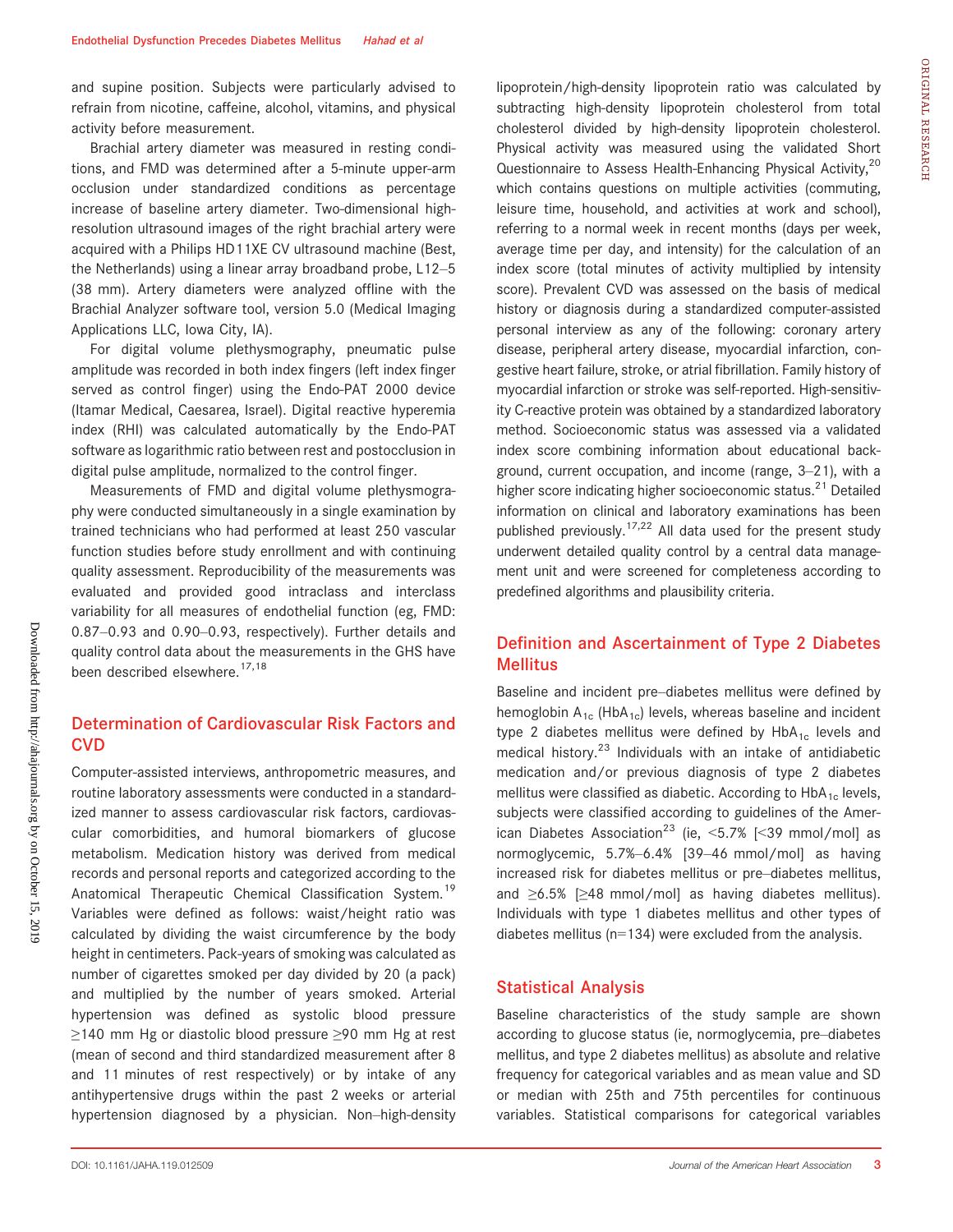and supine position. Subjects were particularly advised to refrain from nicotine, caffeine, alcohol, vitamins, and physical activity before measurement.

Brachial artery diameter was measured in resting conditions, and FMD was determined after a 5-minute upper-arm occlusion under standardized conditions as percentage increase of baseline artery diameter. Two-dimensional high-resolution ultrasound images of the right brachial artery were acquired with a Philips HD11XE CV ultrasound machine (Best, the Netherlands) using a linear array broadband probe, L12–5 (38 mm). Artery diameters were analyzed offline with the Brachial Analyzer software tool, version 5.0 (Medical Imaging Applications LLC, Iowa City, IA).

For digital volume plethysmography, pneumatic pulse amplitude was recorded in both index fingers (left index finger served as control finger) using the Endo-PAT 2000 device (Itamar Medical, Caesarea, Israel). Digital reactive hyperemia index (RHI) was calculated automatically by the Endo-PAT software as logarithmic ratio between rest and postocclusion in digital pulse amplitude, normalized to the control finger.

Measurements of FMD and digital volume plethysmography were conducted simultaneously in a single examination by trained technicians who had performed at least 250 vascular function studies before study enrollment and with continuing quality assessment. Reproducibility of the measurements was evaluated and provided good intraclass and interclass variability for all measures of endothelial function (eg, FMD: 0.87–0.93 and 0.90–0.93, respectively). Further details and quality control data about the measurements in the GHS have been described elsewhere.[17,18]

## Determination of Cardiovascular Risk Factors and CVD

Computer-assisted interviews, anthropometric measures, and routine laboratory assessments were conducted in a standardized manner to assess cardiovascular risk factors, cardiovascular comorbidities, and humoral biomarkers of glucose metabolism. Medication history was derived from medical records and personal reports and categorized according to the Anatomical Therapeutic Chemical Classification System.[19] Variables were defined as follows: waist/height ratio was calculated by dividing the waist circumference by the body height in centimeters. Pack-years of smoking was calculated as number of cigarettes smoked per day divided by 20 (a pack) and multiplied by the number of years smoked. Arterial hypertension was defined as systolic blood pressure ≥140 mm Hg or diastolic blood pressure ≥90 mm Hg at rest (mean of second and third standardized measurement after 8 and 11 minutes of rest respectively) or by intake of any antihypertensive drugs within the past 2 weeks or arterial hypertension diagnosed by a physician. Non–high-density lipoprotein/high-density lipoprotein ratio was calculated by subtracting high-density lipoprotein cholesterol from total cholesterol divided by high-density lipoprotein cholesterol. Physical activity was measured using the validated Short Questionnaire to Assess Health-Enhancing Physical Activity,[20] which contains questions on multiple activities (commuting, leisure time, household, and activities at work and school), referring to a normal week in recent months (days per week, average time per day, and intensity) for the calculation of an index score (total minutes of activity multiplied by intensity score). Prevalent CVD was assessed on the basis of medical history or diagnosis during a standardized computer-assisted personal interview as any of the following: coronary artery disease, peripheral artery disease, myocardial infarction, congestive heart failure, stroke, or atrial fibrillation. Family history of myocardial infarction or stroke was self-reported. High-sensitivity C-reactive protein was obtained by a standardized laboratory method. Socioeconomic status was assessed via a validated index score combining information about educational background, current occupation, and income (range, 3–21), with a higher score indicating higher socioeconomic status.[21] Detailed information on clinical and laboratory examinations has been published previously.[17,22] All data used for the present study underwent detailed quality control by a central data management unit and were screened for completeness according to predefined algorithms and plausibility criteria.

## Definition and Ascertainment of Type 2 Diabetes Mellitus

Baseline and incident pre–diabetes mellitus were defined by hemoglobin $A_{1c}$ ($HbA_{1c}$) levels, whereas baseline and incident type 2 diabetes mellitus were defined by $HbA_{1c}$ levels and medical history.[23] Individuals with an intake of antidiabetic medication and/or previous diagnosis of type 2 diabetes mellitus were classified as diabetic. According to $HbA_{1c}$ levels, subjects were classified according to guidelines of the American Diabetes Association[23] (ie, <5.7% [<39 mmol/mol] as normoglycemic, 5.7%–6.4% [39–46 mmol/mol] as having increased risk for diabetes mellitus or pre–diabetes mellitus, and ≥6.5% [≥48 mmol/mol] as having diabetes mellitus). Individuals with type 1 diabetes mellitus and other types of diabetes mellitus (n=134) were excluded from the analysis.

## Statistical Analysis

Baseline characteristics of the study sample are shown according to glucose status (ie, normoglycemia, pre–diabetes mellitus, and type 2 diabetes mellitus) as absolute and relative frequency for categorical variables and as mean value and SD or median with 25th and 75th percentiles for continuous variables. Statistical comparisons for categorical variables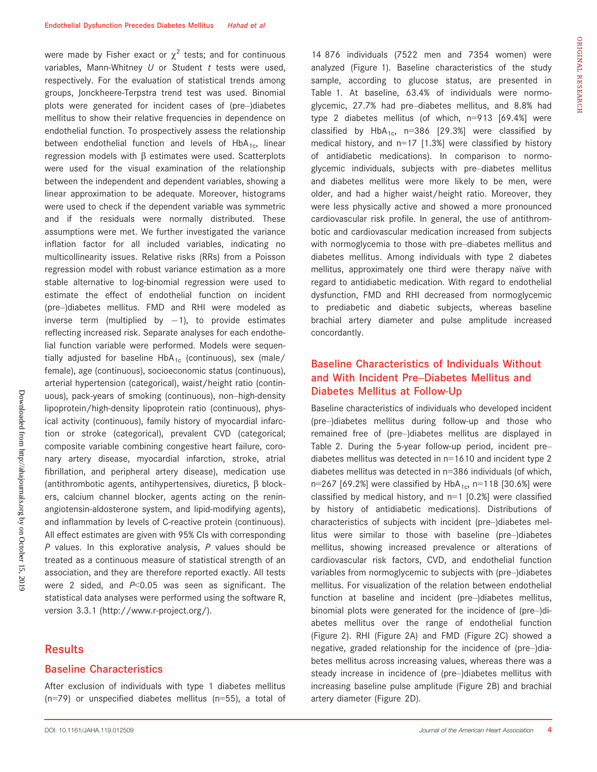were made by Fisher exact or $\chi^2$ tests; and for continuous variables, Mann-Whitney $U$ or Student $t$ tests were used, respectively. For the evaluation of statistical trends among groups, Jonckheere-Terpstra trend test was used. Binomial plots were generated for incident cases of (pre–)diabetes mellitus to show their relative frequencies in dependence on endothelial function. To prospectively assess the relationship between endothelial function and levels of $HbA_{1c}$, linear regression models with $\beta$ estimates were used. Scatterplots were used for the visual examination of the relationship between the independent and dependent variables, showing a linear approximation to be adequate. Moreover, histograms were used to check if the dependent variable was symmetric and if the residuals were normally distributed. These assumptions were met. We further investigated the variance inflation factor for all included variables, indicating no multicollinearity issues. Relative risks (RRs) from a Poisson regression model with robust variance estimation as a more stable alternative to log-binomial regression were used to estimate the effect of endothelial function on incident (pre–)diabetes mellitus. FMD and RHI were modeled as inverse term (multiplied by $-1$), to provide estimates reflecting increased risk. Separate analyses for each endothelial function variable were performed. Models were sequentially adjusted for baseline $HbA_{1c}$ (continuous), sex (male/female), age (continuous), socioeconomic status (continuous), arterial hypertension (categorical), waist/height ratio (continuous), pack-years of smoking (continuous), non–high-density lipoprotein/high-density lipoprotein ratio (continuous), physical activity (continuous), family history of myocardial infarction or stroke (categorical), prevalent CVD (categorical; composite variable combining congestive heart failure, coronary artery disease, myocardial infarction, stroke, atrial fibrillation, and peripheral artery disease), medication use (antithrombotic agents, antihypertensives, diuretics, $\beta$ blockers, calcium channel blocker, agents acting on the renin-angiotensin-aldosterone system, and lipid-modifying agents), and inflammation by levels of C-reactive protein (continuous). All effect estimates are given with 95% CIs with corresponding $P$ values. In this explorative analysis, $P$ values should be treated as a continuous measure of statistical strength of an association, and they are therefore reported exactly. All tests were 2 sided, and $P<0.05$ was seen as significant. The statistical data analyses were performed using the software R, version 3.3.1 (http://www.r-project.org/).

## Results

### Baseline Characteristics

After exclusion of individuals with type 1 diabetes mellitus (n=79) or unspecified diabetes mellitus (n=55), a total of 14 876 individuals (7522 men and 7354 women) were analyzed (Figure 1). Baseline characteristics of the study sample, according to glucose status, are presented in Table 1. At baseline, 63.4% of individuals were normoglycemic, 27.7% had pre–diabetes mellitus, and 8.8% had type 2 diabetes mellitus (of which, n=913 [69.4%] were classified by $HbA_{1c}$, n=386 [29.3%] were classified by medical history, and n=17 [1.3%] were classified by history of antidiabetic medications). In comparison to normoglycemic individuals, subjects with pre–diabetes mellitus and diabetes mellitus were more likely to be men, were older, and had a higher waist/height ratio. Moreover, they were less physically active and showed a more pronounced cardiovascular risk profile. In general, the use of antithrombotic and cardiovascular medication increased from subjects with normoglycemia to those with pre–diabetes mellitus and diabetes mellitus. Among individuals with type 2 diabetes mellitus, approximately one third were therapy naïve with regard to antidiabetic medication. With regard to endothelial dysfunction, FMD and RHI decreased from normoglycemic to prediabetic and diabetic subjects, whereas baseline brachial artery diameter and pulse amplitude increased concordantly.

### Baseline Characteristics of Individuals Without and With Incident Pre–Diabetes Mellitus and Diabetes Mellitus at Follow-Up

Baseline characteristics of individuals who developed incident (pre–)diabetes mellitus during follow-up and those who remained free of (pre–)diabetes mellitus are displayed in Table 2. During the 5-year follow-up period, incident pre–diabetes mellitus was detected in n=1610 and incident type 2 diabetes mellitus was detected in n=386 individuals (of which, n=267 [69.2%] were classified by $HbA_{1c}$, n=118 [30.6%] were classified by medical history, and n=1 [0.2%] were classified by history of antidiabetic medications). Distributions of characteristics of subjects with incident (pre–)diabetes mellitus were similar to those with baseline (pre–)diabetes mellitus, showing increased prevalence or alterations of cardiovascular risk factors, CVD, and endothelial function variables from normoglycemic to subjects with (pre–)diabetes mellitus. For visualization of the relation between endothelial function at baseline and incident (pre–)diabetes mellitus, binomial plots were generated for the incidence of (pre–)diabetes mellitus over the range of endothelial function (Figure 2). RHI (Figure 2A) and FMD (Figure 2C) showed a negative, graded relationship for the incidence of (pre–)diabetes mellitus across increasing values, whereas there was a steady increase in incidence of (pre–)diabetes mellitus with increasing baseline pulse amplitude (Figure 2B) and brachial artery diameter (Figure 2D).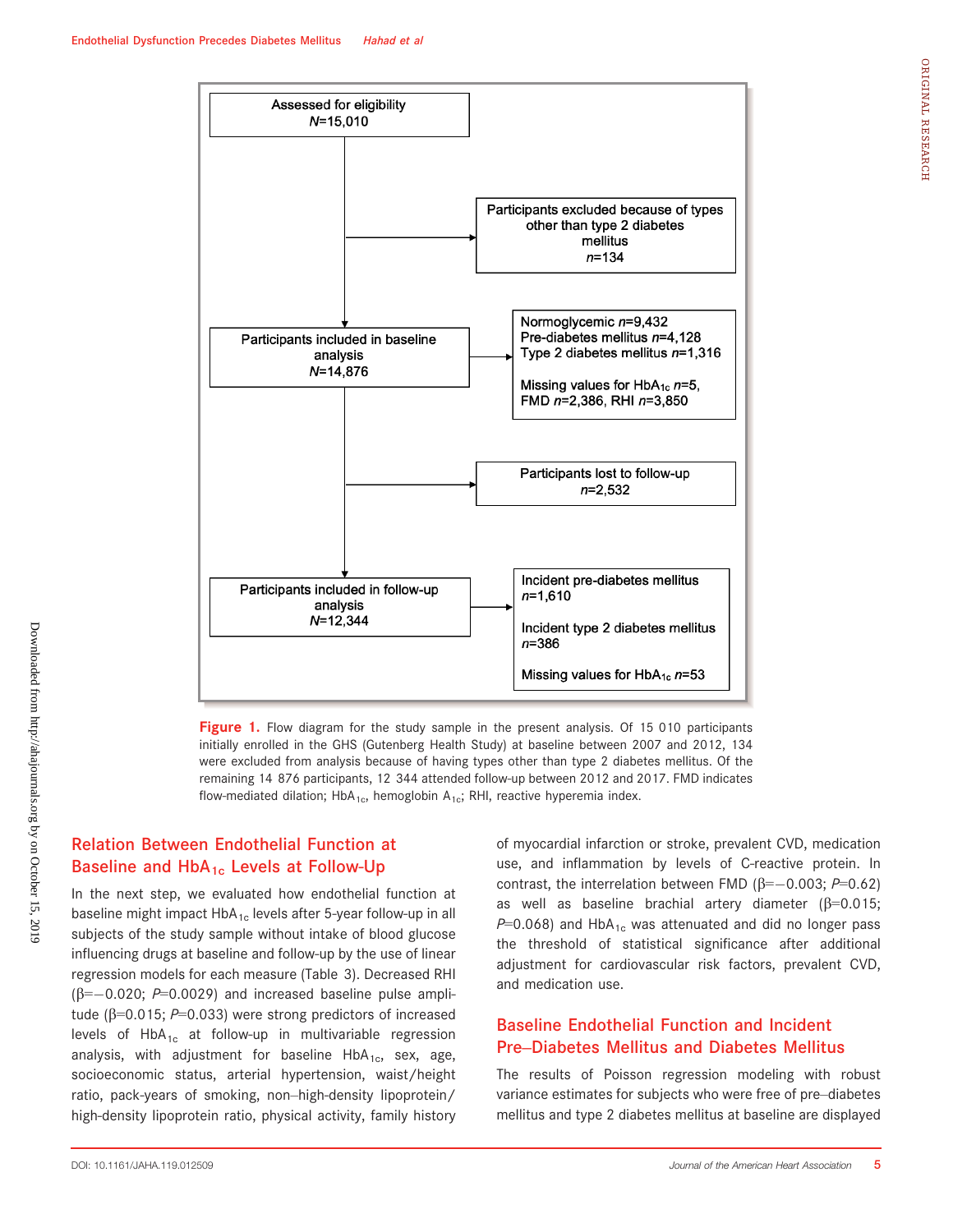Assessed for eligibility
*N*=15,010

Participants excluded because of types other than type 2 diabetes mellitus
*n*=134

Participants included in baseline analysis
*N*=14,876

Normoglycemic *n*=9,432
Pre-diabetes mellitus *n*=4,128
Type 2 diabetes mellitus *n*=1,316

Missing values for $HbA_{1c}$ *n*=5, FMD *n*=2,386, RHI *n*=3,850

Participants lost to follow-up
*n*=2,532

Participants included in follow-up analysis
*N*=12,344

Incident pre-diabetes mellitus
*n*=1,610

Incident type 2 diabetes mellitus
*n*=386

Missing values for $HbA_{1c}$ *n*=53

**Figure 1.** Flow diagram for the study sample in the present analysis. Of 15 010 participants initially enrolled in the GHS (Gutenberg Health Study) at baseline between 2007 and 2012, 134 were excluded from analysis because of having types other than type 2 diabetes mellitus. Of the remaining 14 876 participants, 12 344 attended follow-up between 2012 and 2017. FMD indicates flow-mediated dilation; $HbA_{1c}$, hemoglobin $A_{1c}$; RHI, reactive hyperemia index.

## Relation Between Endothelial Function at Baseline and $HbA_{1c}$ Levels at Follow-Up

In the next step, we evaluated how endothelial function at baseline might impact $HbA_{1c}$ levels after 5-year follow-up in all subjects of the study sample without intake of blood glucose influencing drugs at baseline and follow-up by the use of linear regression models for each measure (Table 3). Decreased RHI ($\beta=-0.020$; $P=0.0029$) and increased baseline pulse amplitude ($\beta=0.015$; $P=0.033$) were strong predictors of increased levels of $HbA_{1c}$ at follow-up in multivariable regression analysis, with adjustment for baseline $HbA_{1c}$, sex, age, socioeconomic status, arterial hypertension, waist/height ratio, pack-years of smoking, non–high-density lipoprotein/high-density lipoprotein ratio, physical activity, family history of myocardial infarction or stroke, prevalent CVD, medication use, and inflammation by levels of C-reactive protein. In contrast, the interrelation between FMD ($\beta=-0.003$; $P=0.62$) as well as baseline brachial artery diameter ($\beta=0.015$; $P=0.068$) and $HbA_{1c}$ was attenuated and did no longer pass the threshold of statistical significance after additional adjustment for cardiovascular risk factors, prevalent CVD, and medication use.

## Baseline Endothelial Function and Incident Pre–Diabetes Mellitus and Diabetes Mellitus

The results of Poisson regression modeling with robust variance estimates for subjects who were free of pre–diabetes mellitus and type 2 diabetes mellitus at baseline are displayed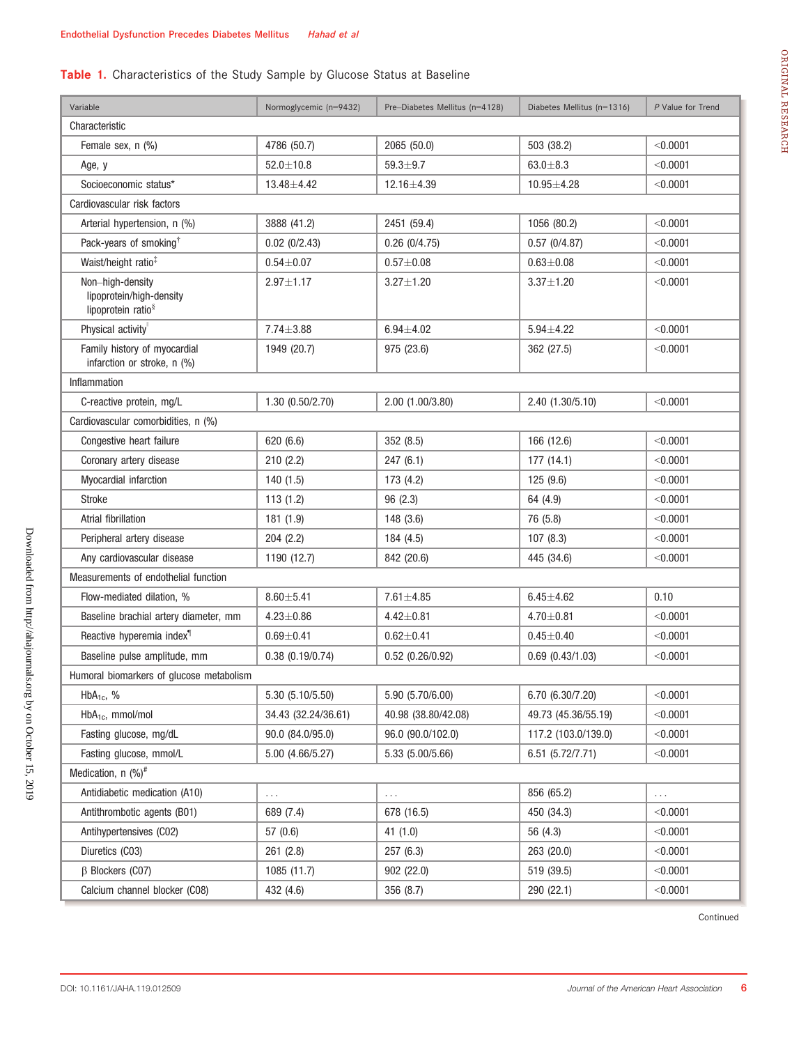**Table 1.** Characteristics of the Study Sample by Glucose Status at Baseline

| Variable | Normoglycemic (n=9432) | Pre–Diabetes Mellitus (n=4128) | Diabetes Mellitus (n=1316) | *P* Value for Trend |
|---|---|---|---|---|
| Characteristic | | | | |
| Female sex, n (%) | 4786 (50.7) | 2065 (50.0) | 503 (38.2) | <0.0001 |
| Age, y | 52.0±10.8 | 59.3±9.7 | 63.0±8.3 | <0.0001 |
| Socioeconomic status* | 13.48±4.42 | 12.16±4.39 | 10.95±4.28 | <0.0001 |
| Cardiovascular risk factors | | | | |
| Arterial hypertension, n (%) | 3888 (41.2) | 2451 (59.4) | 1056 (80.2) | <0.0001 |
| Pack-years of smoking† | 0.02 (0/2.43) | 0.26 (0/4.75) | 0.57 (0/4.87) | <0.0001 |
| Waist/height ratio‡ | 0.54±0.07 | 0.57±0.08 | 0.63±0.08 | <0.0001 |
| Non–high-density lipoprotein/high-density lipoprotein ratio§ | 2.97±1.17 | 3.27±1.20 | 3.37±1.20 | <0.0001 |
| Physical activity‖ | 7.74±3.88 | 6.94±4.02 | 5.94±4.22 | <0.0001 |
| Family history of myocardial infarction or stroke, n (%) | 1949 (20.7) | 975 (23.6) | 362 (27.5) | <0.0001 |
| Inflammation | | | | |
| C-reactive protein, mg/L | 1.30 (0.50/2.70) | 2.00 (1.00/3.80) | 2.40 (1.30/5.10) | <0.0001 |
| Cardiovascular comorbidities, n (%) | | | | |
| Congestive heart failure | 620 (6.6) | 352 (8.5) | 166 (12.6) | <0.0001 |
| Coronary artery disease | 210 (2.2) | 247 (6.1) | 177 (14.1) | <0.0001 |
| Myocardial infarction | 140 (1.5) | 173 (4.2) | 125 (9.6) | <0.0001 |
| Stroke | 113 (1.2) | 96 (2.3) | 64 (4.9) | <0.0001 |
| Atrial fibrillation | 181 (1.9) | 148 (3.6) | 76 (5.8) | <0.0001 |
| Peripheral artery disease | 204 (2.2) | 184 (4.5) | 107 (8.3) | <0.0001 |
| Any cardiovascular disease | 1190 (12.7) | 842 (20.6) | 445 (34.6) | <0.0001 |
| Measurements of endothelial function | | | | |
| Flow-mediated dilation, % | 8.60±5.41 | 7.61±4.85 | 6.45±4.62 | 0.10 |
| Baseline brachial artery diameter, mm | 4.23±0.86 | 4.42±0.81 | 4.70±0.81 | <0.0001 |
| Reactive hyperemia index¶ | 0.69±0.41 | 0.62±0.41 | 0.45±0.40 | <0.0001 |
| Baseline pulse amplitude, mm | 0.38 (0.19/0.74) | 0.52 (0.26/0.92) | 0.69 (0.43/1.03) | <0.0001 |
| Humoral biomarkers of glucose metabolism | | | | |
| $HbA_{1c}$, % | 5.30 (5.10/5.50) | 5.90 (5.70/6.00) | 6.70 (6.30/7.20) | <0.0001 |
| $HbA_{1c}$, mmol/mol | 34.43 (32.24/36.61) | 40.98 (38.80/42.08) | 49.73 (45.36/55.19) | <0.0001 |
| Fasting glucose, mg/dL | 90.0 (84.0/95.0) | 96.0 (90.0/102.0) | 117.2 (103.0/139.0) | <0.0001 |
| Fasting glucose, mmol/L | 5.00 (4.66/5.27) | 5.33 (5.00/5.66) | 6.51 (5.72/7.71) | <0.0001 |
| Medication, n (%)# | | | | |
| Antidiabetic medication (A10) | ... | ... | 856 (65.2) | ... |
| Antithrombotic agents (B01) | 689 (7.4) | 678 (16.5) | 450 (34.3) | <0.0001 |
| Antihypertensives (C02) | 57 (0.6) | 41 (1.0) | 56 (4.3) | <0.0001 |
| Diuretics (C03) | 261 (2.8) | 257 (6.3) | 263 (20.0) | <0.0001 |
| β Blockers (C07) | 1085 (11.7) | 902 (22.0) | 519 (39.5) | <0.0001 |
| Calcium channel blocker (C08) | 432 (4.6) | 356 (8.7) | 290 (22.1) | <0.0001 |

Continued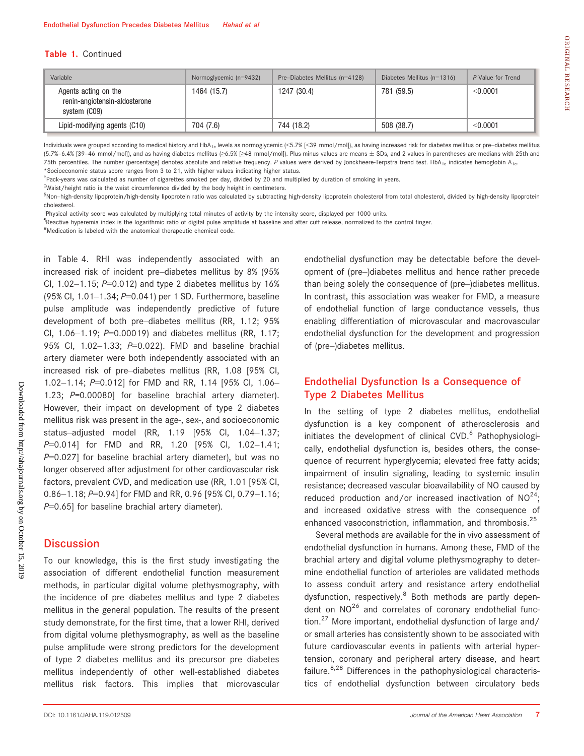**Table 1.** Continued

| Variable | Normoglycemic (n=9432) | Pre–Diabetes Mellitus (n=4128) | Diabetes Mellitus (n=1316) | P Value for Trend |
|---|---|---|---|---|
| Agents acting on the renin-angiotensin-aldosterone system (C09) | 1464 (15.7) | 1247 (30.4) | 781 (59.5) | <0.0001 |
| Lipid-modifying agents (C10) | 704 (7.6) | 744 (18.2) | 508 (38.7) | <0.0001 |

Individuals were grouped according to medical history and $HbA_{1c}$ levels as normoglycemic (<5.7% [<39 mmol/mol]), as having increased risk for diabetes mellitus or pre–diabetes mellitus (5.7%–6.4% [39–46 mmol/mol]), and as having diabetes mellitus (≥6.5% [≥48 mmol/mol]). Plus-minus values are means ± SDs, and 2 values in parentheses are medians with 25th and 75th percentiles. The number (percentage) denotes absolute and relative frequency. P values were derived by Jonckheere-Terpstra trend test. $HbA_{1c}$ indicates hemoglobin $A_{1c}$.
*Socioeconomic status score ranges from 3 to 21, with higher values indicating higher status.
†Pack-years was calculated as number of cigarettes smoked per day, divided by 20 and multiplied by duration of smoking in years.
‡Waist/height ratio is the waist circumference divided by the body height in centimeters.
§Non–high-density lipoprotein/high-density lipoprotein ratio was calculated by subtracting high-density lipoprotein cholesterol from total cholesterol, divided by high-density lipoprotein cholesterol.
‖Physical activity score was calculated by multiplying total minutes of activity by the intensity score, displayed per 1000 units.
¶Reactive hyperemia index is the logarithmic ratio of digital pulse amplitude at baseline and after cuff release, normalized to the control finger.
#Medication is labeled with the anatomical therapeutic chemical code.

in Table 4. RHI was independently associated with an increased risk of incident pre–diabetes mellitus by 8% (95% CI, 1.02–1.15; P=0.012) and type 2 diabetes mellitus by 16% (95% CI, 1.01–1.34; P=0.041) per 1 SD. Furthermore, baseline pulse amplitude was independently predictive of future development of both pre–diabetes mellitus (RR, 1.12; 95% CI, 1.06–1.19; P=0.00019) and diabetes mellitus (RR, 1.17; 95% CI, 1.02–1.33; P=0.022). FMD and baseline brachial artery diameter were both independently associated with an increased risk of pre–diabetes mellitus (RR, 1.08 [95% CI, 1.02–1.14; P=0.012] for FMD and RR, 1.14 [95% CI, 1.06–1.23; P=0.00080] for baseline brachial artery diameter). However, their impact on development of type 2 diabetes mellitus risk was present in the age-, sex-, and socioeconomic status–adjusted model (RR, 1.19 [95% CI, 1.04–1.37; P=0.014] for FMD and RR, 1.20 [95% CI, 1.02–1.41; P=0.027] for baseline brachial artery diameter), but was no longer observed after adjustment for other cardiovascular risk factors, prevalent CVD, and medication use (RR, 1.01 [95% CI, 0.86–1.18; P=0.94] for FMD and RR, 0.96 [95% CI, 0.79–1.16; P=0.65] for baseline brachial artery diameter).

## Discussion

To our knowledge, this is the first study investigating the association of different endothelial function measurement methods, in particular digital volume plethysmography, with the incidence of pre–diabetes mellitus and type 2 diabetes mellitus in the general population. The results of the present study demonstrate, for the first time, that a lower RHI, derived from digital volume plethysmography, as well as the baseline pulse amplitude were strong predictors for the development of type 2 diabetes mellitus and its precursor pre–diabetes mellitus independently of other well-established diabetes mellitus risk factors. This implies that microvascular endothelial dysfunction may be detectable before the development of (pre–)diabetes mellitus and hence rather precede than being solely the consequence of (pre–)diabetes mellitus. In contrast, this association was weaker for FMD, a measure of endothelial function of large conductance vessels, thus enabling differentiation of microvascular and macrovascular endothelial dysfunction for the development and progression of (pre–)diabetes mellitus.

## Endothelial Dysfunction Is a Consequence of Type 2 Diabetes Mellitus

In the setting of type 2 diabetes mellitus, endothelial dysfunction is a key component of atherosclerosis and initiates the development of clinical CVD.[6] Pathophysiologically, endothelial dysfunction is, besides others, the consequence of recurrent hyperglycemia; elevated free fatty acids; impairment of insulin signaling, leading to systemic insulin resistance; decreased vascular bioavailability of NO caused by reduced production and/or increased inactivation of NO[24]; and increased oxidative stress with the consequence of enhanced vasoconstriction, inflammation, and thrombosis.[25]

Several methods are available for the in vivo assessment of endothelial dysfunction in humans. Among these, FMD of the brachial artery and digital volume plethysmography to determine endothelial function of arterioles are validated methods to assess conduit artery and resistance artery endothelial dysfunction, respectively.[8] Both methods are partly dependent on NO[26] and correlates of coronary endothelial function.[27] More important, endothelial dysfunction of large and/or small arteries has consistently shown to be associated with future cardiovascular events in patients with arterial hypertension, coronary and peripheral artery disease, and heart failure.[8,28] Differences in the pathophysiological characteristics of endothelial dysfunction between circulatory beds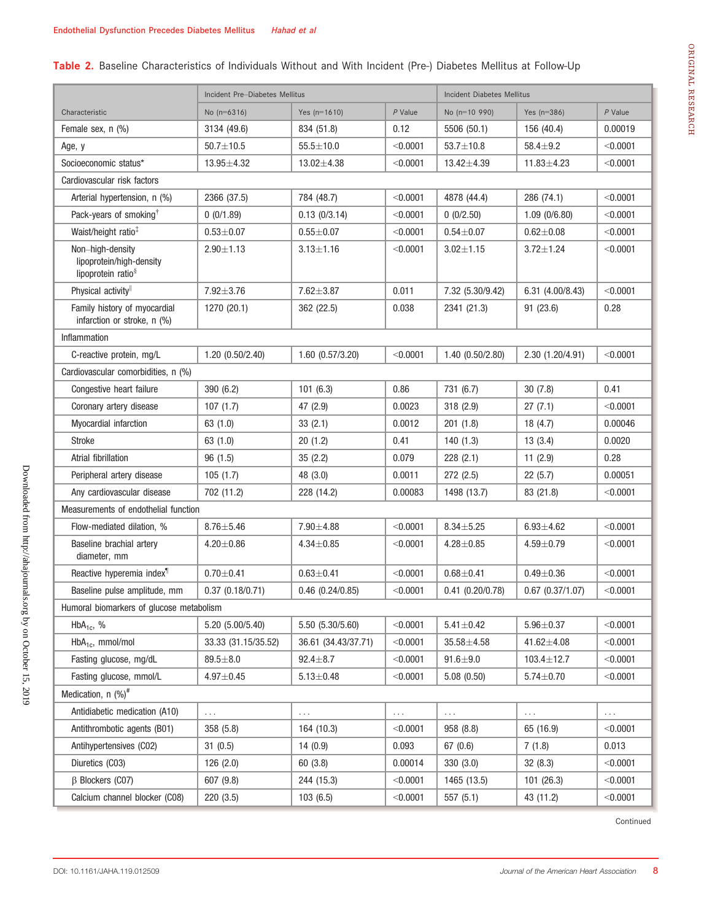**Table 2.** Baseline Characteristics of Individuals Without and With Incident (Pre-) Diabetes Mellitus at Follow-Up

| Characteristic | Incident Pre–Diabetes Mellitus | | | Incident Diabetes Mellitus | | |
|---|---|---|---|---|---|---|
| | No (n=6316) | Yes (n=1610) | *P* Value | No (n=10 990) | Yes (n=386) | *P* Value |
| Female sex, n (%) | 3134 (49.6) | 834 (51.8) | 0.12 | 5506 (50.1) | 156 (40.4) | 0.00019 |
| Age, y | 50.7±10.5 | 55.5±10.0 | <0.0001 | 53.7±10.8 | 58.4±9.2 | <0.0001 |
| Socioeconomic status* | 13.95±4.32 | 13.02±4.38 | <0.0001 | 13.42±4.39 | 11.83±4.23 | <0.0001 |
| Cardiovascular risk factors | | | | | | |
| Arterial hypertension, n (%) | 2366 (37.5) | 784 (48.7) | <0.0001 | 4878 (44.4) | 286 (74.1) | <0.0001 |
| Pack-years of smoking† | 0 (0/1.89) | 0.13 (0/3.14) | <0.0001 | 0 (0/2.50) | 1.09 (0/6.80) | <0.0001 |
| Waist/height ratio‡ | 0.53±0.07 | 0.55±0.07 | <0.0001 | 0.54±0.07 | 0.62±0.08 | <0.0001 |
| Non–high-density lipoprotein/high-density lipoprotein ratio§ | 2.90±1.13 | 3.13±1.16 | <0.0001 | 3.02±1.15 | 3.72±1.24 | <0.0001 |
| Physical activity‖ | 7.92±3.76 | 7.62±3.87 | 0.011 | 7.32 (5.30/9.42) | 6.31 (4.00/8.43) | <0.0001 |
| Family history of myocardial infarction or stroke, n (%) | 1270 (20.1) | 362 (22.5) | 0.038 | 2341 (21.3) | 91 (23.6) | 0.28 |
| Inflammation | | | | | | |
| C-reactive protein, mg/L | 1.20 (0.50/2.40) | 1.60 (0.57/3.20) | <0.0001 | 1.40 (0.50/2.80) | 2.30 (1.20/4.91) | <0.0001 |
| Cardiovascular comorbidities, n (%) | | | | | | |
| Congestive heart failure | 390 (6.2) | 101 (6.3) | 0.86 | 731 (6.7) | 30 (7.8) | 0.41 |
| Coronary artery disease | 107 (1.7) | 47 (2.9) | 0.0023 | 318 (2.9) | 27 (7.1) | <0.0001 |
| Myocardial infarction | 63 (1.0) | 33 (2.1) | 0.0012 | 201 (1.8) | 18 (4.7) | 0.00046 |
| Stroke | 63 (1.0) | 20 (1.2) | 0.41 | 140 (1.3) | 13 (3.4) | 0.0020 |
| Atrial fibrillation | 96 (1.5) | 35 (2.2) | 0.079 | 228 (2.1) | 11 (2.9) | 0.28 |
| Peripheral artery disease | 105 (1.7) | 48 (3.0) | 0.0011 | 272 (2.5) | 22 (5.7) | 0.00051 |
| Any cardiovascular disease | 702 (11.2) | 228 (14.2) | 0.00083 | 1498 (13.7) | 83 (21.8) | <0.0001 |
| Measurements of endothelial function | | | | | | |
| Flow-mediated dilation, % | 8.76±5.46 | 7.90±4.88 | <0.0001 | 8.34±5.25 | 6.93±4.62 | <0.0001 |
| Baseline brachial artery diameter, mm | 4.20±0.86 | 4.34±0.85 | <0.0001 | 4.28±0.85 | 4.59±0.79 | <0.0001 |
| Reactive hyperemia index¶ | 0.70±0.41 | 0.63±0.41 | <0.0001 | 0.68±0.41 | 0.49±0.36 | <0.0001 |
| Baseline pulse amplitude, mm | 0.37 (0.18/0.71) | 0.46 (0.24/0.85) | <0.0001 | 0.41 (0.20/0.78) | 0.67 (0.37/1.07) | <0.0001 |
| Humoral biomarkers of glucose metabolism | | | | | | |
| $HbA_{1c}$, % | 5.20 (5.00/5.40) | 5.50 (5.30/5.60) | <0.0001 | 5.41±0.42 | 5.96±0.37 | <0.0001 |
| $HbA_{1c}$, mmol/mol | 33.33 (31.15/35.52) | 36.61 (34.43/37.71) | <0.0001 | 35.58±4.58 | 41.62±4.08 | <0.0001 |
| Fasting glucose, mg/dL | 89.5±8.0 | 92.4±8.7 | <0.0001 | 91.6±9.0 | 103.4±12.7 | <0.0001 |
| Fasting glucose, mmol/L | 4.97±0.45 | 5.13±0.48 | <0.0001 | 5.08 (0.50) | 5.74±0.70 | <0.0001 |
| Medication, n (%)# | | | | | | |
| Antidiabetic medication (A10) | ... | ... | ... | ... | ... | ... |
| Antithrombotic agents (B01) | 358 (5.8) | 164 (10.3) | <0.0001 | 958 (8.8) | 65 (16.9) | <0.0001 |
| Antihypertensives (C02) | 31 (0.5) | 14 (0.9) | 0.093 | 67 (0.6) | 7 (1.8) | 0.013 |
| Diuretics (C03) | 126 (2.0) | 60 (3.8) | 0.00014 | 330 (3.0) | 32 (8.3) | <0.0001 |
| β Blockers (C07) | 607 (9.8) | 244 (15.3) | <0.0001 | 1465 (13.5) | 101 (26.3) | <0.0001 |
| Calcium channel blocker (C08) | 220 (3.5) | 103 (6.5) | <0.0001 | 557 (5.1) | 43 (11.2) | <0.0001 |

Continued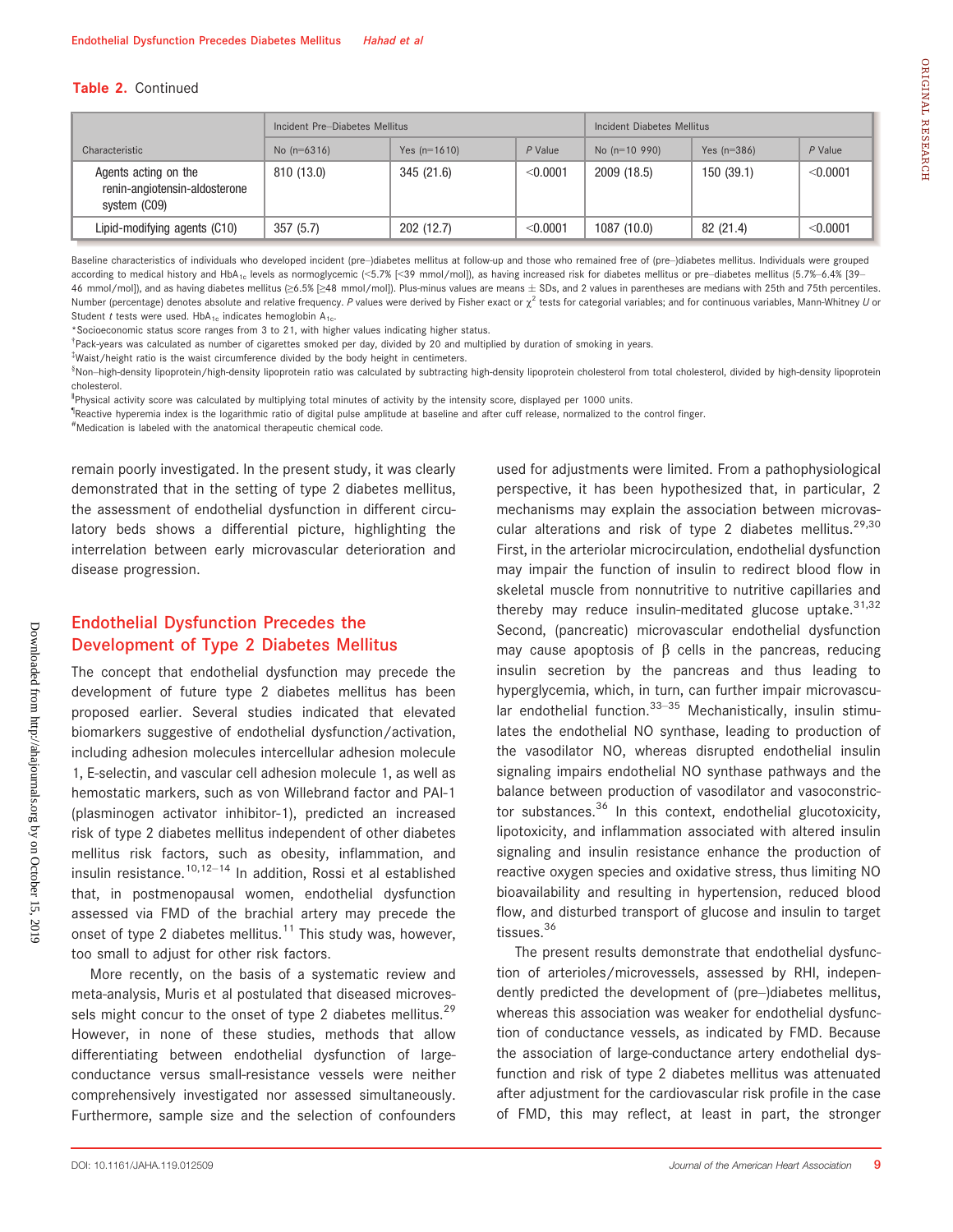**Table 2.** Continued

| Characteristic | Incident Pre–Diabetes Mellitus | | | Incident Diabetes Mellitus | | |
|---|---|---|---|---|---|---|
| | No (n=6316) | Yes (n=1610) | *P* Value | No (n=10 990) | Yes (n=386) | *P* Value |
| Agents acting on the renin-angiotensin-aldosterone system (C09) | 810 (13.0) | 345 (21.6) | <0.0001 | 2009 (18.5) | 150 (39.1) | <0.0001 |
| Lipid-modifying agents (C10) | 357 (5.7) | 202 (12.7) | <0.0001 | 1087 (10.0) | 82 (21.4) | <0.0001 |

Baseline characteristics of individuals who developed incident (pre–)diabetes mellitus at follow-up and those who remained free of (pre–)diabetes mellitus. Individuals were grouped according to medical history and $HbA_{1c}$ levels as normoglycemic (<5.7% [<39 mmol/mol]), as having increased risk for diabetes mellitus or pre–diabetes mellitus (5.7%–6.4% [39–46 mmol/mol]), and as having diabetes mellitus (≥6.5% [≥48 mmol/mol]). Plus-minus values are means ± SDs, and 2 values in parentheses are medians with 25th and 75th percentiles. Number (percentage) denotes absolute and relative frequency. *P* values were derived by Fisher exact or $\chi^2$ tests for categorical variables; and for continuous variables, Mann-Whitney *U* or Student *t* tests were used. $HbA_{1c}$ indicates hemoglobin $A_{1c}$.

*Socioeconomic status score ranges from 3 to 21, with higher values indicating higher status.

†Pack-years was calculated as number of cigarettes smoked per day, divided by 20 and multiplied by duration of smoking in years.

‡Waist/height ratio is the waist circumference divided by the body height in centimeters.

§Non–high-density lipoprotein/high-density lipoprotein ratio was calculated by subtracting high-density lipoprotein cholesterol from total cholesterol, divided by high-density lipoprotein cholesterol.

‖Physical activity score was calculated by multiplying total minutes of activity by the intensity score, displayed per 1000 units.

¶Reactive hyperemia index is the logarithmic ratio of digital pulse amplitude at baseline and after cuff release, normalized to the control finger.

#Medication is labeled with the anatomical therapeutic chemical code.

remain poorly investigated. In the present study, it was clearly demonstrated that in the setting of type 2 diabetes mellitus, the assessment of endothelial dysfunction in different circulatory beds shows a differential picture, highlighting the interrelation between early microvascular deterioration and disease progression.

## Endothelial Dysfunction Precedes the Development of Type 2 Diabetes Mellitus

The concept that endothelial dysfunction may precede the development of future type 2 diabetes mellitus has been proposed earlier. Several studies indicated that elevated biomarkers suggestive of endothelial dysfunction/activation, including adhesion molecules intercellular adhesion molecule 1, E-selectin, and vascular cell adhesion molecule 1, as well as hemostatic markers, such as von Willebrand factor and PAI-1 (plasminogen activator inhibitor-1), predicted an increased risk of type 2 diabetes mellitus independent of other diabetes mellitus risk factors, such as obesity, inflammation, and insulin resistance.[10,12–14] In addition, Rossi et al established that, in postmenopausal women, endothelial dysfunction assessed via FMD of the brachial artery may precede the onset of type 2 diabetes mellitus.[11] This study was, however, too small to adjust for other risk factors.

More recently, on the basis of a systematic review and meta-analysis, Muris et al postulated that diseased microvessels might concur to the onset of type 2 diabetes mellitus.[29] However, in none of these studies, methods that allow differentiating between endothelial dysfunction of large-conductance versus small-resistance vessels were neither comprehensively investigated nor assessed simultaneously. Furthermore, sample size and the selection of confounders used for adjustments were limited. From a pathophysiological perspective, it has been hypothesized that, in particular, 2 mechanisms may explain the association between microvascular alterations and risk of type 2 diabetes mellitus.[29,30] First, in the arteriolar microcirculation, endothelial dysfunction may impair the function of insulin to redirect blood flow in skeletal muscle from nonnutritive to nutritive capillaries and thereby may reduce insulin-meditated glucose uptake.[31,32] Second, (pancreatic) microvascular endothelial dysfunction may cause apoptosis of β cells in the pancreas, reducing insulin secretion by the pancreas and thus leading to hyperglycemia, which, in turn, can further impair microvascular endothelial function.[33–35] Mechanistically, insulin stimulates the endothelial NO synthase, leading to production of the vasodilator NO, whereas disrupted endothelial insulin signaling impairs endothelial NO synthase pathways and the balance between production of vasodilator and vasoconstrictor substances.[36] In this context, endothelial glucotoxicity, lipotoxicity, and inflammation associated with altered insulin signaling and insulin resistance enhance the production of reactive oxygen species and oxidative stress, thus limiting NO bioavailability and resulting in hypertension, reduced blood flow, and disturbed transport of glucose and insulin to target tissues.[36]

The present results demonstrate that endothelial dysfunction of arterioles/microvessels, assessed by RHI, independently predicted the development of (pre–)diabetes mellitus, whereas this association was weaker for endothelial dysfunction of conductance vessels, as indicated by FMD. Because the association of large-conductance artery endothelial dysfunction and risk of type 2 diabetes mellitus was attenuated after adjustment for the cardiovascular risk profile in the case of FMD, this may reflect, at least in part, the stronger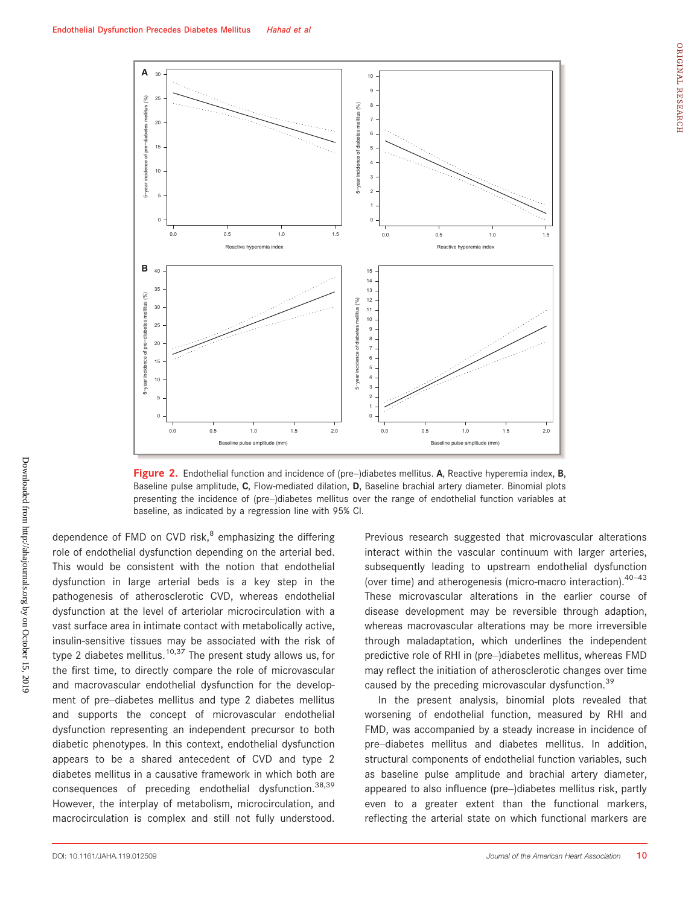Figure 2. Endothelial function and incidence of (pre–)diabetes mellitus. A, Reactive hyperemia index, B, Baseline pulse amplitude, C, Flow-mediated dilation, D, Baseline brachial artery diameter. Binomial plots presenting the incidence of (pre–)diabetes mellitus over the range of endothelial function variables at baseline, as indicated by a regression line with 95% CI.

dependence of FMD on CVD risk,[8] emphasizing the differing role of endothelial dysfunction depending on the arterial bed. This would be consistent with the notion that endothelial dysfunction in large arterial beds is a key step in the pathogenesis of atherosclerotic CVD, whereas endothelial dysfunction at the level of arteriolar microcirculation with a vast surface area in intimate contact with metabolically active, insulin-sensitive tissues may be associated with the risk of type 2 diabetes mellitus.[10,37] The present study allows us, for the first time, to directly compare the role of microvascular and macrovascular endothelial dysfunction for the development of pre–diabetes mellitus and type 2 diabetes mellitus and supports the concept of microvascular endothelial dysfunction representing an independent precursor to both diabetic phenotypes. In this context, endothelial dysfunction appears to be a shared antecedent of CVD and type 2 diabetes mellitus in a causative framework in which both are consequences of preceding endothelial dysfunction.[38,39] However, the interplay of metabolism, microcirculation, and macrocirculation is complex and still not fully understood. Previous research suggested that microvascular alterations interact within the vascular continuum with larger arteries, subsequently leading to upstream endothelial dysfunction (over time) and atherogenesis (micro-macro interaction).[40–43] These microvascular alterations in the earlier course of disease development may be reversible through adaption, whereas macrovascular alterations may be more irreversible through maladaptation, which underlines the independent predictive role of RHI in (pre–)diabetes mellitus, whereas FMD may reflect the initiation of atherosclerotic changes over time caused by the preceding microvascular dysfunction.[39]

In the present analysis, binomial plots revealed that worsening of endothelial function, measured by RHI and FMD, was accompanied by a steady increase in incidence of pre–diabetes mellitus and diabetes mellitus. In addition, structural components of endothelial function variables, such as baseline pulse amplitude and brachial artery diameter, appeared to also influence (pre–)diabetes mellitus risk, partly even to a greater extent than the functional markers, reflecting the arterial state on which functional markers are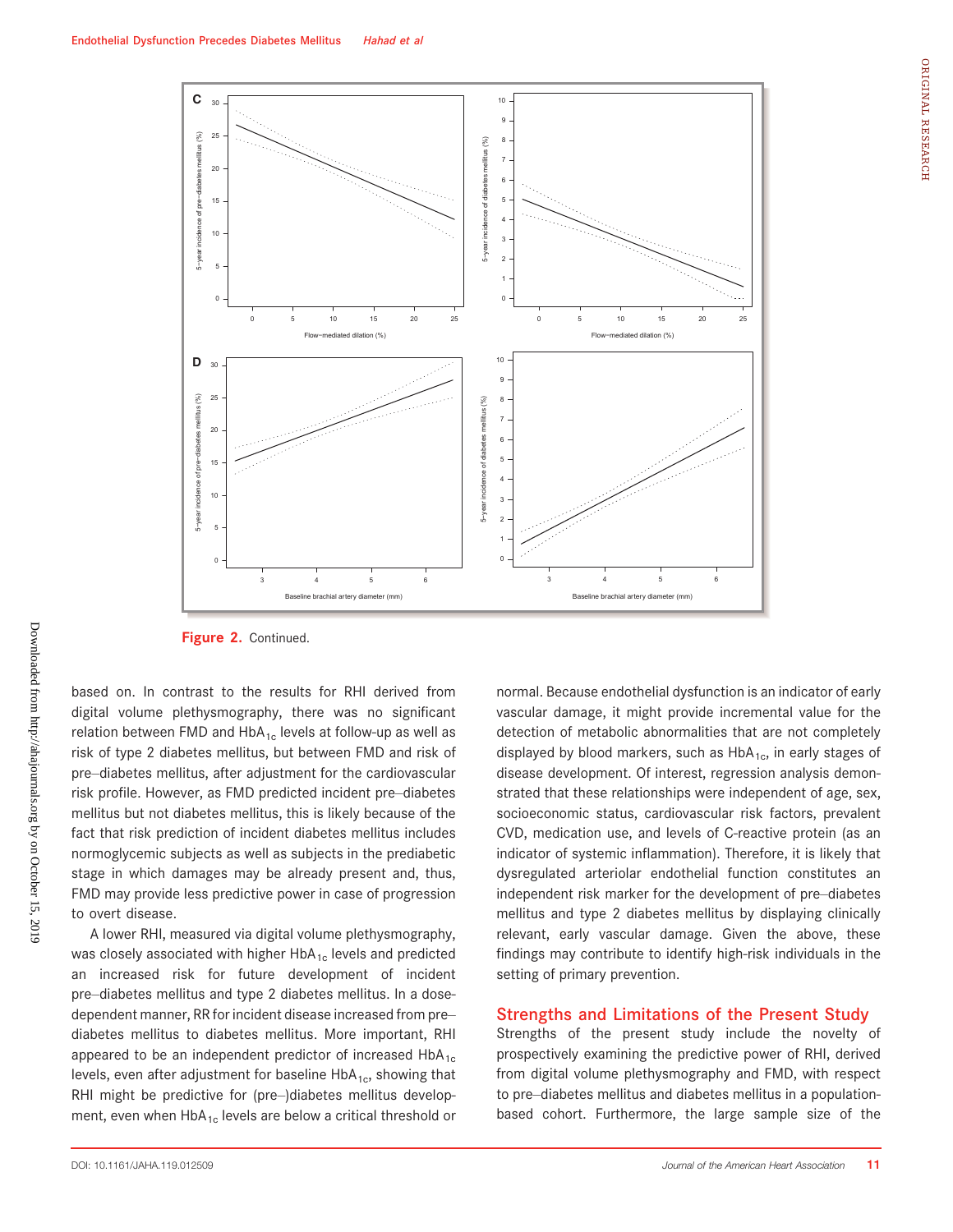Figure 2. Continued.

based on. In contrast to the results for RHI derived from digital volume plethysmography, there was no significant relation between FMD and $HbA_{1c}$ levels at follow-up as well as risk of type 2 diabetes mellitus, but between FMD and risk of pre–diabetes mellitus, after adjustment for the cardiovascular risk profile. However, as FMD predicted incident pre–diabetes mellitus but not diabetes mellitus, this is likely because of the fact that risk prediction of incident diabetes mellitus includes normoglycemic subjects as well as subjects in the prediabetic stage in which damages may be already present and, thus, FMD may provide less predictive power in case of progression to overt disease.

A lower RHI, measured via digital volume plethysmography, was closely associated with higher $HbA_{1c}$ levels and predicted an increased risk for future development of incident pre–diabetes mellitus and type 2 diabetes mellitus. In a dose-dependent manner, RR for incident disease increased from pre–diabetes mellitus to diabetes mellitus. More important, RHI appeared to be an independent predictor of increased $HbA_{1c}$ levels, even after adjustment for baseline $HbA_{1c}$, showing that RHI might be predictive for (pre–)diabetes mellitus development, even when $HbA_{1c}$ levels are below a critical threshold or normal. Because endothelial dysfunction is an indicator of early vascular damage, it might provide incremental value for the detection of metabolic abnormalities that are not completely displayed by blood markers, such as $HbA_{1c}$, in early stages of disease development. Of interest, regression analysis demonstrated that these relationships were independent of age, sex, socioeconomic status, cardiovascular risk factors, prevalent CVD, medication use, and levels of C-reactive protein (as an indicator of systemic inflammation). Therefore, it is likely that dysregulated arteriolar endothelial function constitutes an independent risk marker for the development of pre–diabetes mellitus and type 2 diabetes mellitus by displaying clinically relevant, early vascular damage. Given the above, these findings may contribute to identify high-risk individuals in the setting of primary prevention.

## Strengths and Limitations of the Present Study

Strengths of the present study include the novelty of prospectively examining the predictive power of RHI, derived from digital volume plethysmography and FMD, with respect to pre–diabetes mellitus and diabetes mellitus in a population-based cohort. Furthermore, the large sample size of the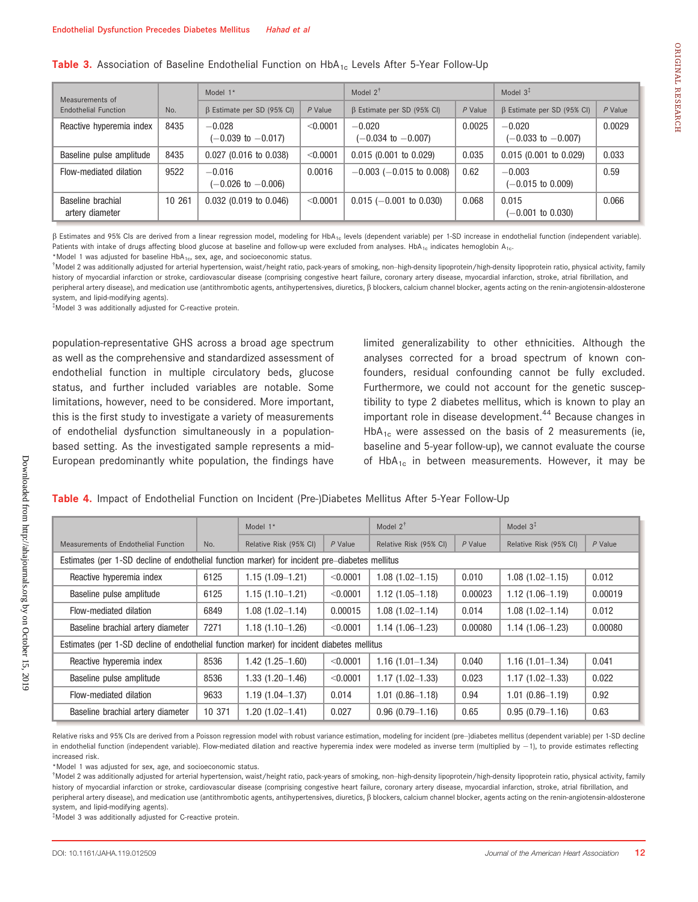**Table 3.** Association of Baseline Endothelial Function on $HbA_{1c}$ Levels After 5-Year Follow-Up

| Measurements of Endothelial Function | No. | Model 1* | | Model 2† | | Model 3‡ | |
|---|---|---|---|---|---|---|---|
| | | β Estimate per SD (95% CI) | P Value | β Estimate per SD (95% CI) | P Value | β Estimate per SD (95% CI) | P Value |
| Reactive hyperemia index | 8435 | −0.028 (−0.039 to −0.017) | <0.0001 | −0.020 (−0.034 to −0.007) | 0.0025 | −0.020 (−0.033 to −0.007) | 0.0029 |
| Baseline pulse amplitude | 8435 | 0.027 (0.016 to 0.038) | <0.0001 | 0.015 (0.001 to 0.029) | 0.035 | 0.015 (0.001 to 0.029) | 0.033 |
| Flow-mediated dilation | 9522 | −0.016 (−0.026 to −0.006) | 0.0016 | −0.003 (−0.015 to 0.008) | 0.62 | −0.003 (−0.015 to 0.009) | 0.59 |
| Baseline brachial artery diameter | 10 261 | 0.032 (0.019 to 0.046) | <0.0001 | 0.015 (−0.001 to 0.030) | 0.068 | 0.015 (−0.001 to 0.030) | 0.066 |

β Estimates and 95% CIs are derived from a linear regression model, modeling for $HbA_{1c}$ levels (dependent variable) per 1-SD increase in endothelial function (independent variable). Patients with intake of drugs affecting blood glucose at baseline and follow-up were excluded from analyses. $HbA_{1c}$ indicates hemoglobin $A_{1c}$.

*Model 1 was adjusted for baseline $HbA_{1c}$, sex, age, and socioeconomic status.

†Model 2 was additionally adjusted for arterial hypertension, waist/height ratio, pack-years of smoking, non–high-density lipoprotein/high-density lipoprotein ratio, physical activity, family history of myocardial infarction or stroke, cardiovascular disease (comprising congestive heart failure, coronary artery disease, myocardial infarction, stroke, atrial fibrillation, and peripheral artery disease), and medication use (antithrombotic agents, antihypertensives, diuretics, β blockers, calcium channel blocker, agents acting on the renin-angiotensin-aldosterone system, and lipid-modifying agents).

‡Model 3 was additionally adjusted for C-reactive protein.

population-representative GHS across a broad age spectrum as well as the comprehensive and standardized assessment of endothelial function in multiple circulatory beds, glucose status, and further included variables are notable. Some limitations, however, need to be considered. More important, this is the first study to investigate a variety of measurements of endothelial dysfunction simultaneously in a population-based setting. As the investigated sample represents a mid-European predominantly white population, the findings have limited generalizability to other ethnicities. Although the analyses corrected for a broad spectrum of known confounders, residual confounding cannot be fully excluded. Furthermore, we could not account for the genetic susceptibility to type 2 diabetes mellitus, which is known to play an important role in disease development.[44] Because changes in $HbA_{1c}$ were assessed on the basis of 2 measurements (ie, baseline and 5-year follow-up), we cannot evaluate the course of $HbA_{1c}$ in between measurements. However, it may be

**Table 4.** Impact of Endothelial Function on Incident (Pre-)Diabetes Mellitus After 5-Year Follow-Up

| Measurements of Endothelial Function | No. | Model 1* | | Model 2† | | Model 3‡ | |
|---|---|---|---|---|---|---|---|
| | | Relative Risk (95% CI) | P Value | Relative Risk (95% CI) | P Value | Relative Risk (95% CI) | P Value |
| Estimates (per 1-SD decline of endothelial function marker) for incident pre–diabetes mellitus | | | | | | | |
| Reactive hyperemia index | 6125 | 1.15 (1.09–1.21) | <0.0001 | 1.08 (1.02–1.15) | 0.010 | 1.08 (1.02–1.15) | 0.012 |
| Baseline pulse amplitude | 6125 | 1.15 (1.10–1.21) | <0.0001 | 1.12 (1.05–1.18) | 0.00023 | 1.12 (1.06–1.19) | 0.00019 |
| Flow-mediated dilation | 6849 | 1.08 (1.02–1.14) | 0.00015 | 1.08 (1.02–1.14) | 0.014 | 1.08 (1.02–1.14) | 0.012 |
| Baseline brachial artery diameter | 7271 | 1.18 (1.10–1.26) | <0.0001 | 1.14 (1.06–1.23) | 0.00080 | 1.14 (1.06–1.23) | 0.00080 |
| Estimates (per 1-SD decline of endothelial function marker) for incident diabetes mellitus | | | | | | | |
| Reactive hyperemia index | 8536 | 1.42 (1.25–1.60) | <0.0001 | 1.16 (1.01–1.34) | 0.040 | 1.16 (1.01–1.34) | 0.041 |
| Baseline pulse amplitude | 8536 | 1.33 (1.20–1.46) | <0.0001 | 1.17 (1.02–1.33) | 0.023 | 1.17 (1.02–1.33) | 0.022 |
| Flow-mediated dilation | 9633 | 1.19 (1.04–1.37) | 0.014 | 1.01 (0.86–1.18) | 0.94 | 1.01 (0.86–1.19) | 0.92 |
| Baseline brachial artery diameter | 10 371 | 1.20 (1.02–1.41) | 0.027 | 0.96 (0.79–1.16) | 0.65 | 0.95 (0.79–1.16) | 0.63 |

Relative risks and 95% CIs are derived from a Poisson regression model with robust variance estimation, modeling for incident (pre–)diabetes mellitus (dependent variable) per 1-SD decline in endothelial function (independent variable). Flow-mediated dilation and reactive hyperemia index were modeled as inverse term (multiplied by −1), to provide estimates reflecting increased risk.

*Model 1 was adjusted for sex, age, and socioeconomic status.

†Model 2 was additionally adjusted for arterial hypertension, waist/height ratio, pack-years of smoking, non–high-density lipoprotein/high-density lipoprotein ratio, physical activity, family history of myocardial infarction or stroke, cardiovascular disease (comprising congestive heart failure, coronary artery disease, myocardial infarction, stroke, atrial fibrillation, and peripheral artery disease), and medication use (antithrombotic agents, antihypertensives, diuretics, β blockers, calcium channel blocker, agents acting on the renin-angiotensin-aldosterone system, and lipid-modifying agents).

‡Model 3 was additionally adjusted for C-reactive protein.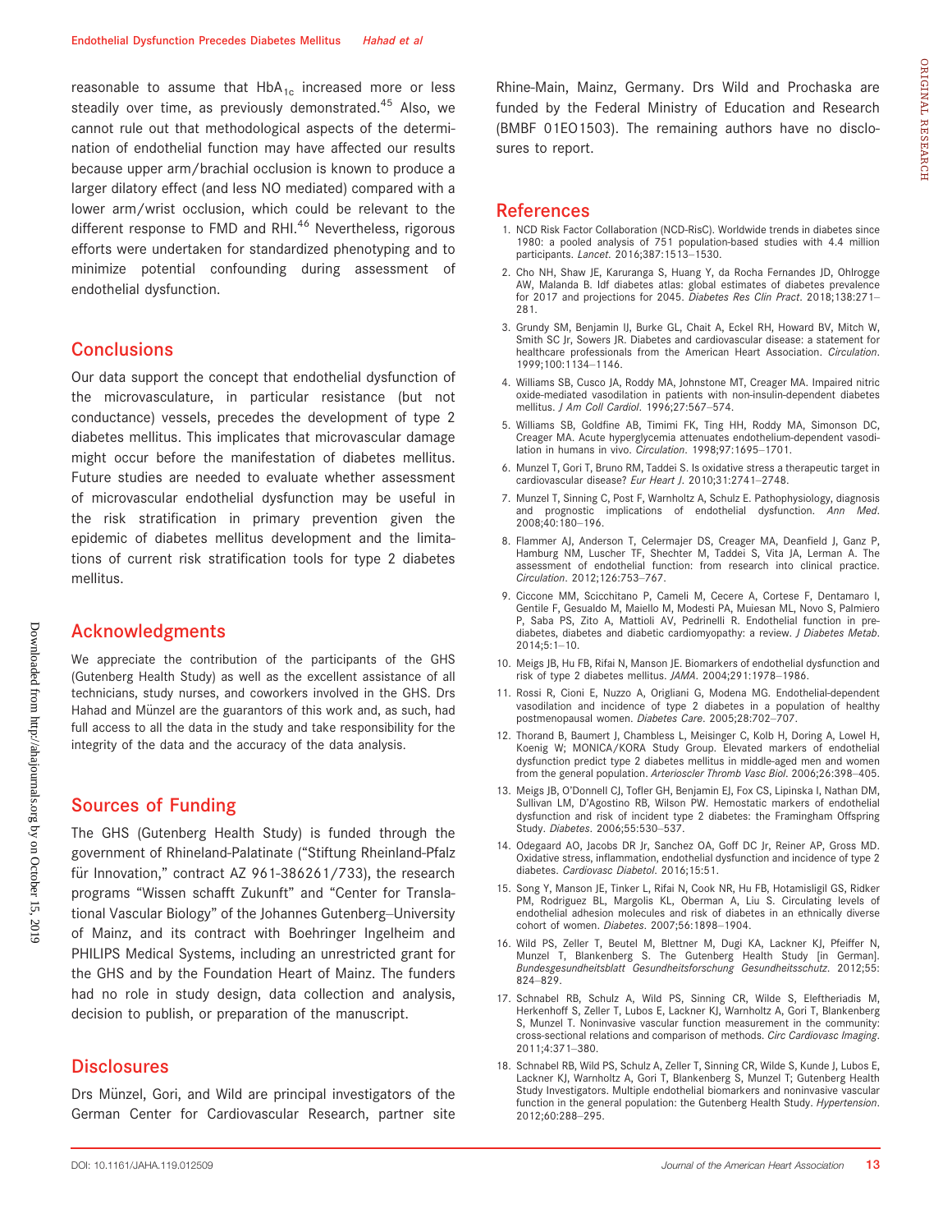reasonable to assume that $HbA_{1c}$ increased more or less steadily over time, as previously demonstrated.[45] Also, we cannot rule out that methodological aspects of the determination of endothelial function may have affected our results because upper arm/brachial occlusion is known to produce a larger dilatory effect (and less NO mediated) compared with a lower arm/wrist occlusion, which could be relevant to the different response to FMD and RHI.[46] Nevertheless, rigorous efforts were undertaken for standardized phenotyping and to minimize potential confounding during assessment of endothelial dysfunction.

## Conclusions

Our data support the concept that endothelial dysfunction of the microvasculature, in particular resistance (but not conductance) vessels, precedes the development of type 2 diabetes mellitus. This implicates that microvascular damage might occur before the manifestation of diabetes mellitus. Future studies are needed to evaluate whether assessment of microvascular endothelial dysfunction may be useful in the risk stratification in primary prevention given the epidemic of diabetes mellitus development and the limitations of current risk stratification tools for type 2 diabetes mellitus.

## Acknowledgments

We appreciate the contribution of the participants of the GHS (Gutenberg Health Study) as well as the excellent assistance of all technicians, study nurses, and coworkers involved in the GHS. Drs Hahad and Münzel are the guarantors of this work and, as such, had full access to all the data in the study and take responsibility for the integrity of the data and the accuracy of the data analysis.

## Sources of Funding

The GHS (Gutenberg Health Study) is funded through the government of Rhineland-Palatinate ("Stiftung Rheinland-Pfalz für Innovation," contract AZ 961-386261/733), the research programs "Wissen schafft Zukunft" and "Center for Translational Vascular Biology" of the Johannes Gutenberg–University of Mainz, and its contract with Boehringer Ingelheim and PHILIPS Medical Systems, including an unrestricted grant for the GHS and by the Foundation Heart of Mainz. The funders had no role in study design, data collection and analysis, decision to publish, or preparation of the manuscript.

## Disclosures

Drs Münzel, Gori, and Wild are principal investigators of the German Center for Cardiovascular Research, partner site Rhine-Main, Mainz, Germany. Drs Wild and Prochaska are funded by the Federal Ministry of Education and Research (BMBF 01EO1503). The remaining authors have no disclosures to report.

## References

1. NCD Risk Factor Collaboration (NCD-RisC). Worldwide trends in diabetes since 1980: a pooled analysis of 751 population-based studies with 4.4 million participants. *Lancet*. 2016;387:1513–1530.
2. Cho NH, Shaw JE, Karuranga S, Huang Y, da Rocha Fernandes JD, Ohlrogge AW, Malanda B. Idf diabetes atlas: global estimates of diabetes prevalence for 2017 and projections for 2045. *Diabetes Res Clin Pract*. 2018;138:271–281.
3. Grundy SM, Benjamin IJ, Burke GL, Chait A, Eckel RH, Howard BV, Mitch W, Smith SC Jr, Sowers JR. Diabetes and cardiovascular disease: a statement for healthcare professionals from the American Heart Association. *Circulation*. 1999;100:1134–1146.
4. Williams SB, Cusco JA, Roddy MA, Johnstone MT, Creager MA. Impaired nitric oxide-mediated vasodilation in patients with non-insulin-dependent diabetes mellitus. *J Am Coll Cardiol*. 1996;27:567–574.
5. Williams SB, Goldfine AB, Timimi FK, Ting HH, Roddy MA, Simonson DC, Creager MA. Acute hyperglycemia attenuates endothelium-dependent vasodilation in humans in vivo. *Circulation*. 1998;97:1695–1701.
6. Munzel T, Gori T, Bruno RM, Taddei S. Is oxidative stress a therapeutic target in cardiovascular disease? *Eur Heart J*. 2010;31:2741–2748.
7. Munzel T, Sinning C, Post F, Warnholtz A, Schulz E. Pathophysiology, diagnosis and prognostic implications of endothelial dysfunction. *Ann Med*. 2008;40:180–196.
8. Flammer AJ, Anderson T, Celermajer DS, Creager MA, Deanfield J, Ganz P, Hamburg NM, Luscher TF, Shechter M, Taddei S, Vita JA, Lerman A. The assessment of endothelial function: from research into clinical practice. *Circulation*. 2012;126:753–767.
9. Ciccone MM, Scicchitano P, Cameli M, Cecere A, Cortese F, Dentamaro I, Gentile F, Gesualdo M, Maiello M, Modesti PA, Muiesan ML, Novo S, Palmiero P, Saba PS, Zito A, Mattioli AV, Pedrinelli R. Endothelial function in pre-diabetes, diabetes and diabetic cardiomyopathy: a review. *J Diabetes Metab*. 2014;5:1–10.
10. Meigs JB, Hu FB, Rifai N, Manson JE. Biomarkers of endothelial dysfunction and risk of type 2 diabetes mellitus. *JAMA*. 2004;291:1978–1986.
11. Rossi R, Cioni E, Nuzzo A, Origliani G, Modena MG. Endothelial-dependent vasodilation and incidence of type 2 diabetes in a population of healthy postmenopausal women. *Diabetes Care*. 2005;28:702–707.
12. Thorand B, Baumert J, Chambless L, Meisinger C, Kolb H, Doring A, Lowel H, Koenig W; MONICA/KORA Study Group. Elevated markers of endothelial dysfunction predict type 2 diabetes mellitus in middle-aged men and women from the general population. *Arterioscler Thromb Vasc Biol*. 2006;26:398–405.
13. Meigs JB, O'Donnell CJ, Tofler GH, Benjamin EJ, Fox CS, Lipinska I, Nathan DM, Sullivan LM, D'Agostino RB, Wilson PW. Hemostatic markers of endothelial dysfunction and risk of incident type 2 diabetes: the Framingham Offspring Study. *Diabetes*. 2006;55:530–537.
14. Odegaard AO, Jacobs DR Jr, Sanchez OA, Goff DC Jr, Reiner AP, Gross MD. Oxidative stress, inflammation, endothelial dysfunction and incidence of type 2 diabetes. *Cardiovasc Diabetol*. 2016;15:51.
15. Song Y, Manson JE, Tinker L, Rifai N, Cook NR, Hu FB, Hotamisligil GS, Ridker PM, Rodriguez BL, Margolis KL, Oberman A, Liu S. Circulating levels of endothelial adhesion molecules and risk of diabetes in an ethnically diverse cohort of women. *Diabetes*. 2007;56:1898–1904.
16. Wild PS, Zeller T, Beutel M, Blettner M, Dugi KA, Lackner KJ, Pfeiffer N, Munzel T, Blankenberg S. The Gutenberg Health Study [in German]. *Bundesgesundheitsblatt Gesundheitsforschung Gesundheitsschutz*. 2012;55:824–829.
17. Schnabel RB, Schulz A, Wild PS, Sinning CR, Wilde S, Eleftheriadis M, Herkenhoff S, Zeller T, Lubos E, Lackner KJ, Warnholtz A, Gori T, Blankenberg S, Munzel T. Noninvasive vascular function measurement in the community: cross-sectional relations and comparison of methods. *Circ Cardiovasc Imaging*. 2011;4:371–380.
18. Schnabel RB, Wild PS, Schulz A, Zeller T, Sinning CR, Wilde S, Kunde J, Lubos E, Lackner KJ, Warnholtz A, Gori T, Blankenberg S, Munzel T; Gutenberg Health Study Investigators. Multiple endothelial biomarkers and noninvasive vascular function in the general population: the Gutenberg Health Study. *Hypertension*. 2012;60:288–295.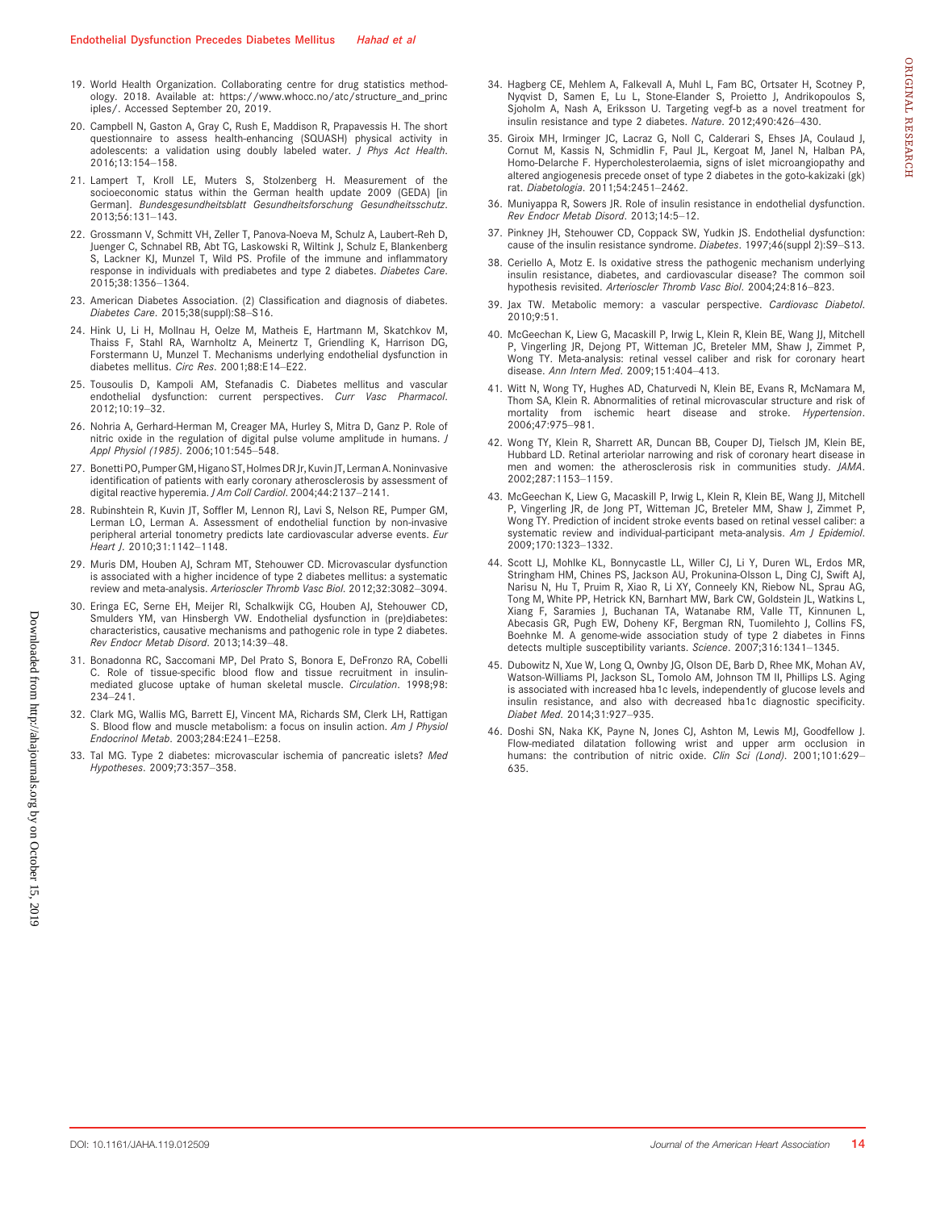19. World Health Organization. Collaborating centre for drug statistics methodology. 2018. Available at: https://www.whocc.no/atc/structure_and_principles/. Accessed September 20, 2019.

20. Campbell N, Gaston A, Gray C, Rush E, Maddison R, Prapavessis H. The short questionnaire to assess health-enhancing (SQUASH) physical activity in adolescents: a validation using doubly labeled water. *J Phys Act Health*. 2016;13:154–158.

21. Lampert T, Kroll LE, Muters S, Stolzenberg H. Measurement of the socioeconomic status within the German health update 2009 (GEDA) [in German]. *Bundesgesundheitsblatt Gesundheitsforschung Gesundheitsschutz*. 2013;56:131–143.

22. Grossmann V, Schmitt VH, Zeller T, Panova-Noeva M, Schulz A, Laubert-Reh D, Juenger C, Schnabel RB, Abt TG, Laskowski R, Wiltink J, Schulz E, Blankenberg S, Lackner KJ, Munzel T, Wild PS. Profile of the immune and inflammatory response in individuals with prediabetes and type 2 diabetes. *Diabetes Care*. 2015;38:1356–1364.

23. American Diabetes Association. (2) Classification and diagnosis of diabetes. *Diabetes Care*. 2015;38(suppl):S8–S16.

24. Hink U, Li H, Mollnau H, Oelze M, Matheis E, Hartmann M, Skatchkov M, Thaiss F, Stahl RA, Warnholtz A, Meinertz T, Griendling K, Harrison DG, Forstermann U, Munzel T. Mechanisms underlying endothelial dysfunction in diabetes mellitus. *Circ Res*. 2001;88:E14–E22.

25. Tousoulis D, Kampoli AM, Stefanadis C. Diabetes mellitus and vascular endothelial dysfunction: current perspectives. *Curr Vasc Pharmacol*. 2012;10:19–32.

26. Nohria A, Gerhard-Herman M, Creager MA, Hurley S, Mitra D, Ganz P. Role of nitric oxide in the regulation of digital pulse volume amplitude in humans. *J Appl Physiol (1985)*. 2006;101:545–548.

27. Bonetti PO, Pumper GM, Higano ST, Holmes DR Jr, Kuvin JT, Lerman A. Noninvasive identification of patients with early coronary atherosclerosis by assessment of digital reactive hyperemia. *J Am Coll Cardiol*. 2004;44:2137–2141.

28. Rubinshtein R, Kuvin JT, Soffler M, Lennon RJ, Lavi S, Nelson RE, Pumper GM, Lerman LO, Lerman A. Assessment of endothelial function by non-invasive peripheral arterial tonometry predicts late cardiovascular adverse events. *Eur Heart J*. 2010;31:1142–1148.

29. Muris DM, Houben AJ, Schram MT, Stehouwer CD. Microvascular dysfunction is associated with a higher incidence of type 2 diabetes mellitus: a systematic review and meta-analysis. *Arterioscler Thromb Vasc Biol*. 2012;32:3082–3094.

30. Eringa EC, Serne EH, Meijer RI, Schalkwijk CG, Houben AJ, Stehouwer CD, Smulders YM, van Hinsbergh VW. Endothelial dysfunction in (pre)diabetes: characteristics, causative mechanisms and pathogenic role in type 2 diabetes. *Rev Endocr Metab Disord*. 2013;14:39–48.

31. Bonadonna RC, Saccomani MP, Del Prato S, Bonora E, DeFronzo RA, Cobelli C. Role of tissue-specific blood flow and tissue recruitment in insulin-mediated glucose uptake of human skeletal muscle. *Circulation*. 1998;98:234–241.

32. Clark MG, Wallis MG, Barrett EJ, Vincent MA, Richards SM, Clerk LH, Rattigan S. Blood flow and muscle metabolism: a focus on insulin action. *Am J Physiol Endocrinol Metab*. 2003;284:E241–E258.

33. Tal MG. Type 2 diabetes: microvascular ischemia of pancreatic islets? *Med Hypotheses*. 2009;73:357–358.

34. Hagberg CE, Mehlem A, Falkevall A, Muhl L, Fam BC, Ortsater H, Scotney P, Nyqvist D, Samen E, Lu L, Stone-Elander S, Proietto J, Andrikopoulos S, Sjoholm A, Nash A, Eriksson U. Targeting vegf-b as a novel treatment for insulin resistance and type 2 diabetes. *Nature*. 2012;490:426–430.

35. Giroix MH, Irminger JC, Lacraz G, Noll C, Calderari S, Ehses JA, Coulaud J, Cornut M, Kassis N, Schmidlin F, Paul JL, Kergoat M, Janel N, Halban PA, Homo-Delarche F. Hypercholesterolaemia, signs of islet microangiopathy and altered angiogenesis precede onset of type 2 diabetes in the goto-kakizaki (gk) rat. *Diabetologia*. 2011;54:2451–2462.

36. Muniyappa R, Sowers JR. Role of insulin resistance in endothelial dysfunction. *Rev Endocr Metab Disord*. 2013;14:5–12.

37. Pinkney JH, Stehouwer CD, Coppack SW, Yudkin JS. Endothelial dysfunction: cause of the insulin resistance syndrome. *Diabetes*. 1997;46(suppl 2):S9–S13.

38. Ceriello A, Motz E. Is oxidative stress the pathogenic mechanism underlying insulin resistance, diabetes, and cardiovascular disease? The common soil hypothesis revisited. *Arterioscler Thromb Vasc Biol*. 2004;24:816–823.

39. Jax TW. Metabolic memory: a vascular perspective. *Cardiovasc Diabetol*. 2010;9:51.

40. McGeechan K, Liew G, Macaskill P, Irwig L, Klein R, Klein BE, Wang JJ, Mitchell P, Vingerling JR, Dejong PT, Witteman JC, Breteler MM, Shaw J, Zimmet P, Wong TY. Meta-analysis: retinal vessel caliber and risk for coronary heart disease. *Ann Intern Med*. 2009;151:404–413.

41. Witt N, Wong TY, Hughes AD, Chaturvedi N, Klein BE, Evans R, McNamara M, Thom SA, Klein R. Abnormalities of retinal microvascular structure and risk of mortality from ischemic heart disease and stroke. *Hypertension*. 2006;47:975–981.

42. Wong TY, Klein R, Sharrett AR, Duncan BB, Couper DJ, Tielsch JM, Klein BE, Hubbard LD. Retinal arteriolar narrowing and risk of coronary heart disease in men and women: the atherosclerosis risk in communities study. *JAMA*. 2002;287:1153–1159.

43. McGeechan K, Liew G, Macaskill P, Irwig L, Klein R, Klein BE, Wang JJ, Mitchell P, Vingerling JR, de Jong PT, Witteman JC, Breteler MM, Shaw J, Zimmet P, Wong TY. Prediction of incident stroke events based on retinal vessel caliber: a systematic review and individual-participant meta-analysis. *Am J Epidemiol*. 2009;170:1323–1332.

44. Scott LJ, Mohlke KL, Bonnycastle LL, Willer CJ, Li Y, Duren WL, Erdos MR, Stringham HM, Chines PS, Jackson AU, Prokunina-Olsson L, Ding CJ, Swift AJ, Narisu N, Hu T, Pruim R, Xiao R, Li XY, Conneely KN, Riebow NL, Sprau AG, Tong M, White PP, Hetrick KN, Barnhart MW, Bark CW, Goldstein JL, Watkins L, Xiang F, Saramies J, Buchanan TA, Watanabe RM, Valle TT, Kinnunen L, Abecasis GR, Pugh EW, Doheny KF, Bergman RN, Tuomilehto J, Collins FS, Boehnke M. A genome-wide association study of type 2 diabetes in Finns detects multiple susceptibility variants. *Science*. 2007;316:1341–1345.

45. Dubowitz N, Xue W, Long Q, Ownby JG, Olson DE, Barb D, Rhee MK, Mohan AV, Watson-Williams PI, Jackson SL, Tomolo AM, Johnson TM II, Phillips LS. Aging is associated with increased hba1c levels, independently of glucose levels and insulin resistance, and also with decreased hba1c diagnostic specificity. *Diabet Med*. 2014;31:927–935.

46. Doshi SN, Naka KK, Payne N, Jones CJ, Ashton M, Lewis MJ, Goodfellow J. Flow-mediated dilatation following wrist and upper arm occlusion in humans: the contribution of nitric oxide. *Clin Sci (Lond)*. 2001;101:629–635.